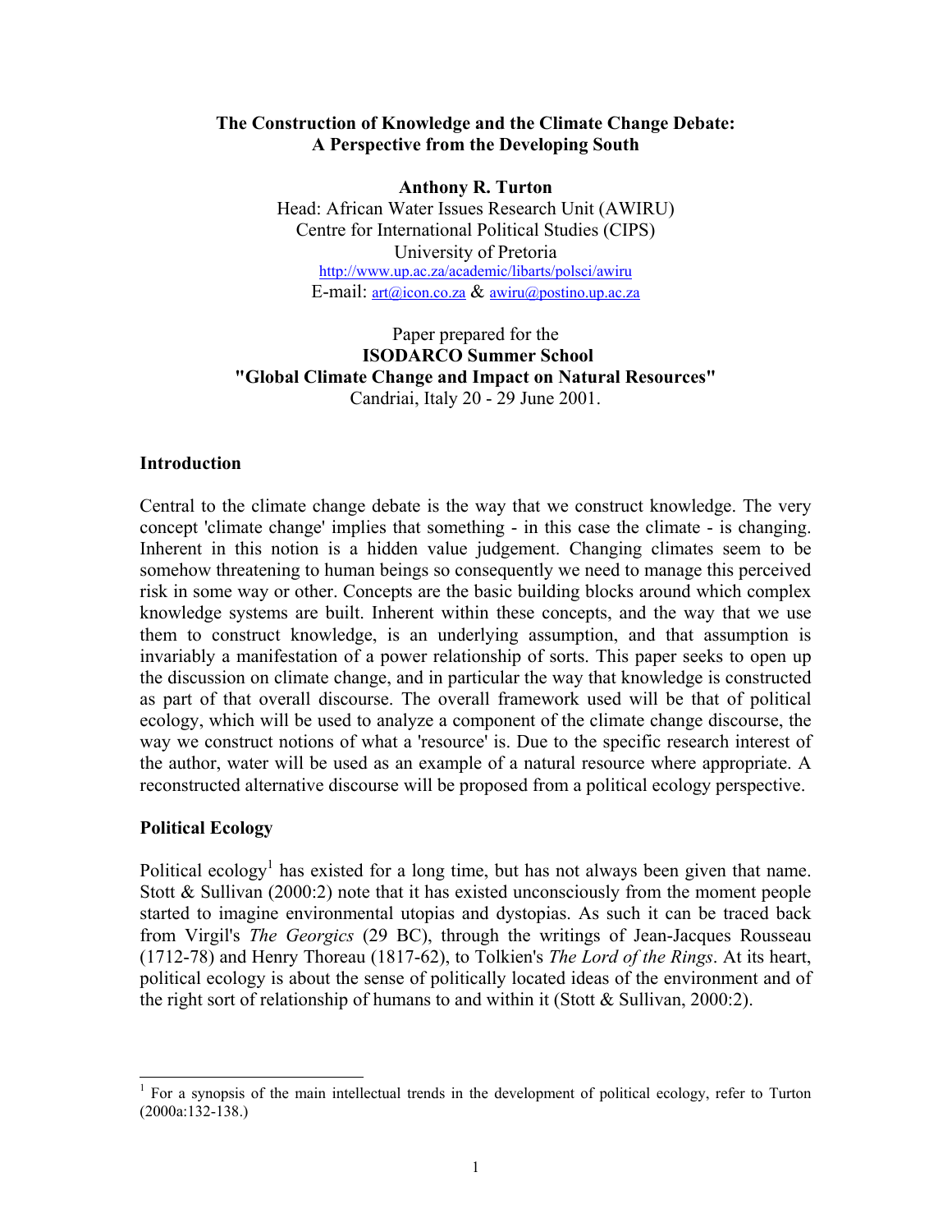# The Construction of Knowledge and the Climate Change Debate: A Perspective from the Developing South

**Anthony R. Turton**
Head: African Water Issues Research Unit (AWIRU)
Centre for International Political Studies (CIPS)
University of Pretoria
http://www.up.ac.za/academic/libarts/polsci/awiru
E-mail: art@icon.co.za & awiru@postino.up.ac.za

Paper prepared for the
**ISODARCO Summer School**
**"Global Climate Change and Impact on Natural Resources"**
Candriai, Italy 20 - 29 June 2001.

## Introduction

Central to the climate change debate is the way that we construct knowledge. The very concept 'climate change' implies that something - in this case the climate - is changing. Inherent in this notion is a hidden value judgement. Changing climates seem to be somehow threatening to human beings so consequently we need to manage this perceived risk in some way or other. Concepts are the basic building blocks around which complex knowledge systems are built. Inherent within these concepts, and the way that we use them to construct knowledge, is an underlying assumption, and that assumption is invariably a manifestation of a power relationship of sorts. This paper seeks to open up the discussion on climate change, and in particular the way that knowledge is constructed as part of that overall discourse. The overall framework used will be that of political ecology, which will be used to analyze a component of the climate change discourse, the way we construct notions of what a 'resource' is. Due to the specific research interest of the author, water will be used as an example of a natural resource where appropriate. A reconstructed alternative discourse will be proposed from a political ecology perspective.

## Political Ecology

Political ecology[1] has existed for a long time, but has not always been given that name. Stott & Sullivan (2000:2) note that it has existed unconsciously from the moment people started to imagine environmental utopias and dystopias. As such it can be traced back from Virgil's *The Georgics* (29 BC), through the writings of Jean-Jacques Rousseau (1712-78) and Henry Thoreau (1817-62), to Tolkien's *The Lord of the Rings*. At its heart, political ecology is about the sense of politically located ideas of the environment and of the right sort of relationship of humans to and within it (Stott & Sullivan, 2000:2).

[1] For a synopsis of the main intellectual trends in the development of political ecology, refer to Turton (2000a:132-138.)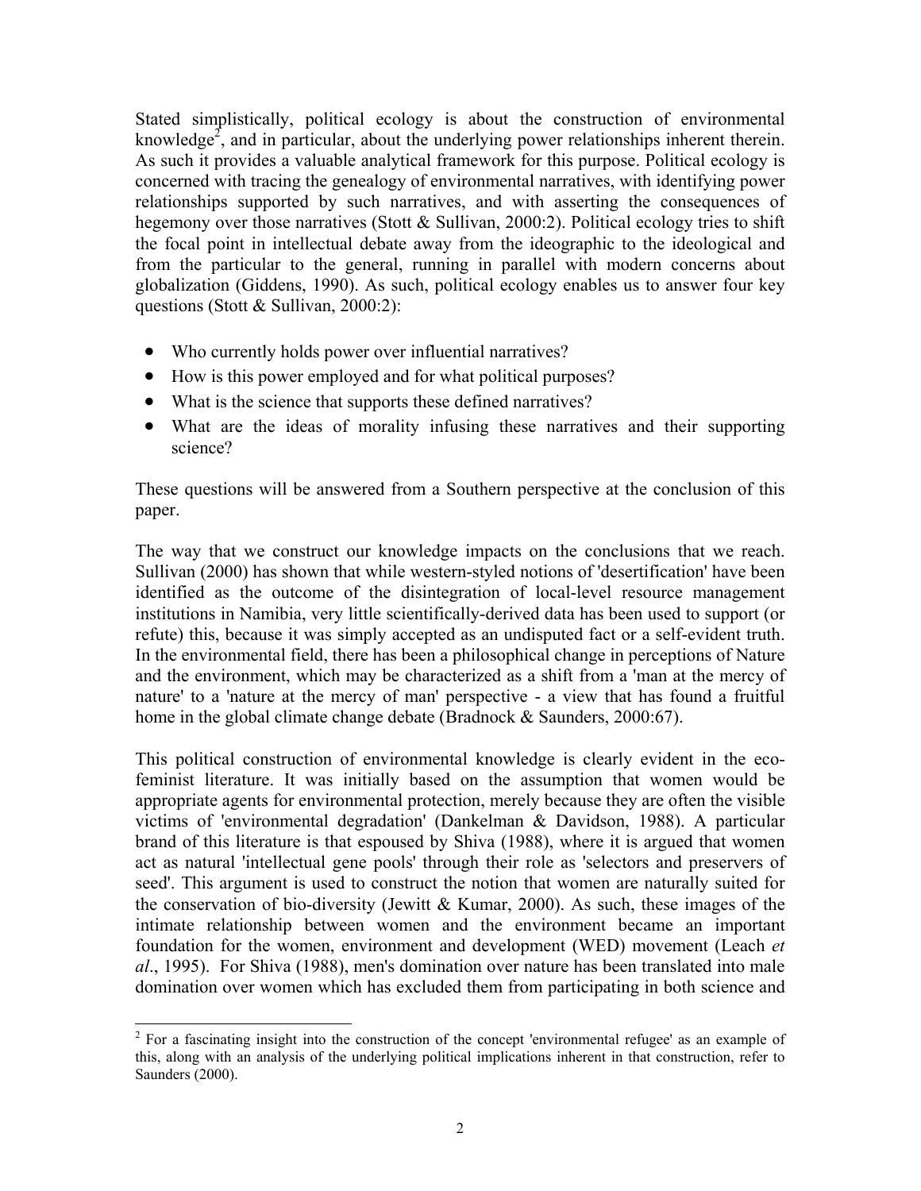Stated simplistically, political ecology is about the construction of environmental knowledge[2], and in particular, about the underlying power relationships inherent therein. As such it provides a valuable analytical framework for this purpose. Political ecology is concerned with tracing the genealogy of environmental narratives, with identifying power relationships supported by such narratives, and with asserting the consequences of hegemony over those narratives (Stott & Sullivan, 2000:2). Political ecology tries to shift the focal point in intellectual debate away from the ideographic to the ideological and from the particular to the general, running in parallel with modern concerns about globalization (Giddens, 1990). As such, political ecology enables us to answer four key questions (Stott & Sullivan, 2000:2):

- Who currently holds power over influential narratives?
- How is this power employed and for what political purposes?
- What is the science that supports these defined narratives?
- What are the ideas of morality infusing these narratives and their supporting science?

These questions will be answered from a Southern perspective at the conclusion of this paper.

The way that we construct our knowledge impacts on the conclusions that we reach. Sullivan (2000) has shown that while western-styled notions of 'desertification' have been identified as the outcome of the disintegration of local-level resource management institutions in Namibia, very little scientifically-derived data has been used to support (or refute) this, because it was simply accepted as an undisputed fact or a self-evident truth. In the environmental field, there has been a philosophical change in perceptions of Nature and the environment, which may be characterized as a shift from a 'man at the mercy of nature' to a 'nature at the mercy of man' perspective - a view that has found a fruitful home in the global climate change debate (Bradnock & Saunders, 2000:67).

This political construction of environmental knowledge is clearly evident in the eco-feminist literature. It was initially based on the assumption that women would be appropriate agents for environmental protection, merely because they are often the visible victims of 'environmental degradation' (Dankelman & Davidson, 1988). A particular brand of this literature is that espoused by Shiva (1988), where it is argued that women act as natural 'intellectual gene pools' through their role as 'selectors and preservers of seed'. This argument is used to construct the notion that women are naturally suited for the conservation of bio-diversity (Jewitt & Kumar, 2000). As such, these images of the intimate relationship between women and the environment became an important foundation for the women, environment and development (WED) movement (Leach *et al*., 1995). For Shiva (1988), men's domination over nature has been translated into male domination over women which has excluded them from participating in both science and

[2] For a fascinating insight into the construction of the concept 'environmental refugee' as an example of this, along with an analysis of the underlying political implications inherent in that construction, refer to Saunders (2000).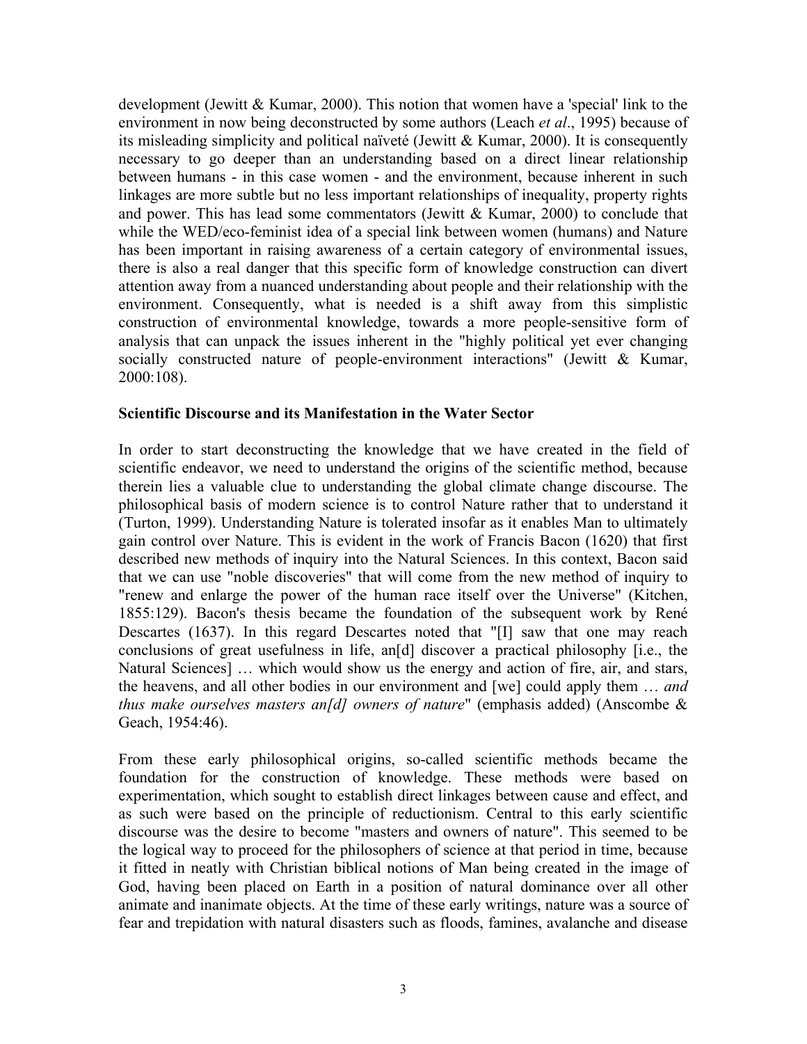development (Jewitt & Kumar, 2000). This notion that women have a 'special' link to the environment in now being deconstructed by some authors (Leach *et al*., 1995) because of its misleading simplicity and political naïveté (Jewitt & Kumar, 2000). It is consequently necessary to go deeper than an understanding based on a direct linear relationship between humans - in this case women - and the environment, because inherent in such linkages are more subtle but no less important relationships of inequality, property rights and power. This has lead some commentators (Jewitt & Kumar, 2000) to conclude that while the WED/eco-feminist idea of a special link between women (humans) and Nature has been important in raising awareness of a certain category of environmental issues, there is also a real danger that this specific form of knowledge construction can divert attention away from a nuanced understanding about people and their relationship with the environment. Consequently, what is needed is a shift away from this simplistic construction of environmental knowledge, towards a more people-sensitive form of analysis that can unpack the issues inherent in the "highly political yet ever changing socially constructed nature of people-environment interactions" (Jewitt & Kumar, 2000:108).

**Scientific Discourse and its Manifestation in the Water Sector**

In order to start deconstructing the knowledge that we have created in the field of scientific endeavor, we need to understand the origins of the scientific method, because therein lies a valuable clue to understanding the global climate change discourse. The philosophical basis of modern science is to control Nature rather that to understand it (Turton, 1999). Understanding Nature is tolerated insofar as it enables Man to ultimately gain control over Nature. This is evident in the work of Francis Bacon (1620) that first described new methods of inquiry into the Natural Sciences. In this context, Bacon said that we can use "noble discoveries" that will come from the new method of inquiry to "renew and enlarge the power of the human race itself over the Universe" (Kitchen, 1855:129). Bacon's thesis became the foundation of the subsequent work by René Descartes (1637). In this regard Descartes noted that "[I] saw that one may reach conclusions of great usefulness in life, an[d] discover a practical philosophy [i.e., the Natural Sciences] … which would show us the energy and action of fire, air, and stars, the heavens, and all other bodies in our environment and [we] could apply them … *and thus make ourselves masters an[d] owners of nature*" (emphasis added) (Anscombe & Geach, 1954:46).

From these early philosophical origins, so-called scientific methods became the foundation for the construction of knowledge. These methods were based on experimentation, which sought to establish direct linkages between cause and effect, and as such were based on the principle of reductionism. Central to this early scientific discourse was the desire to become "masters and owners of nature". This seemed to be the logical way to proceed for the philosophers of science at that period in time, because it fitted in neatly with Christian biblical notions of Man being created in the image of God, having been placed on Earth in a position of natural dominance over all other animate and inanimate objects. At the time of these early writings, nature was a source of fear and trepidation with natural disasters such as floods, famines, avalanche and disease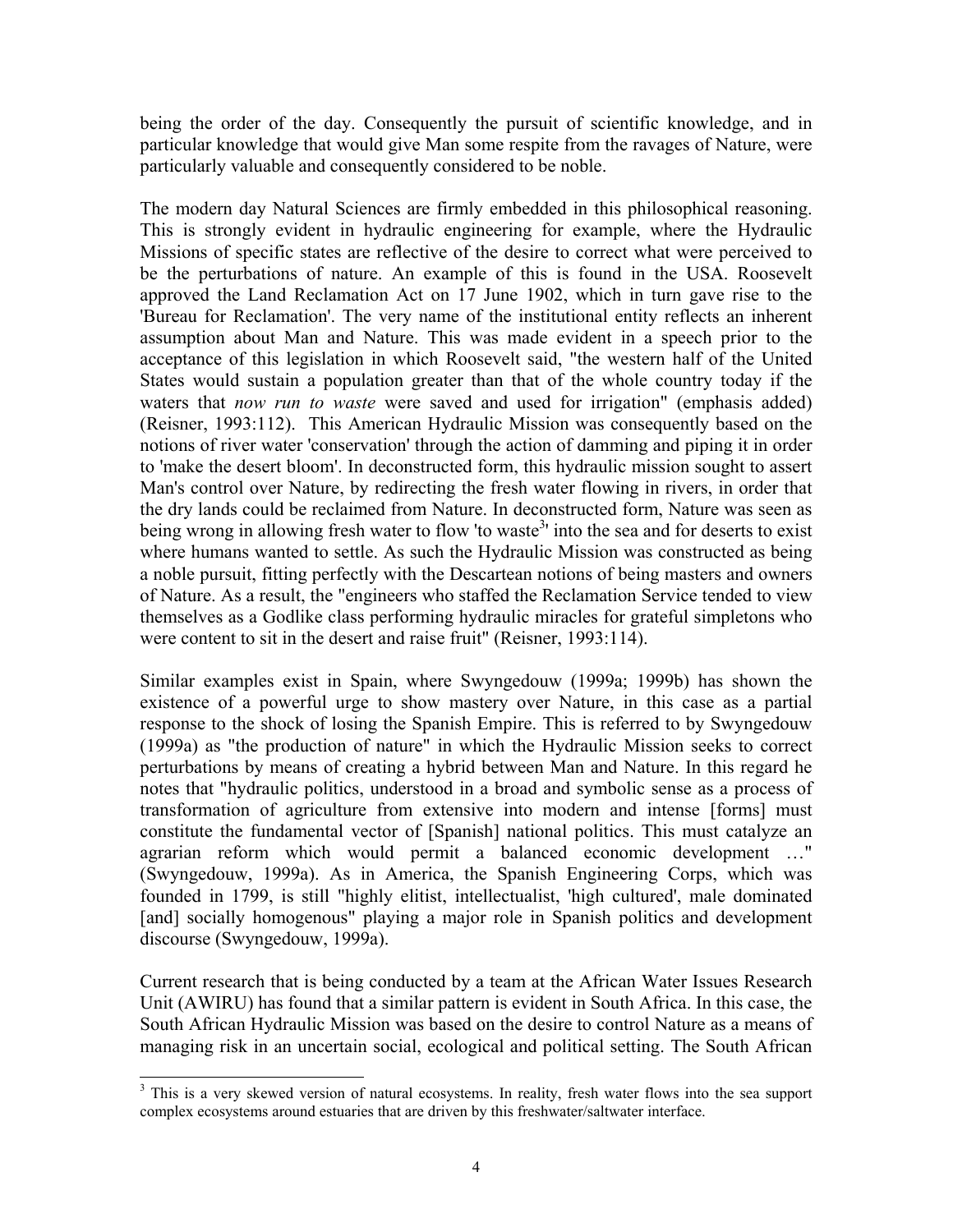being the order of the day. Consequently the pursuit of scientific knowledge, and in particular knowledge that would give Man some respite from the ravages of Nature, were particularly valuable and consequently considered to be noble.

The modern day Natural Sciences are firmly embedded in this philosophical reasoning. This is strongly evident in hydraulic engineering for example, where the Hydraulic Missions of specific states are reflective of the desire to correct what were perceived to be the perturbations of nature. An example of this is found in the USA. Roosevelt approved the Land Reclamation Act on 17 June 1902, which in turn gave rise to the 'Bureau for Reclamation'. The very name of the institutional entity reflects an inherent assumption about Man and Nature. This was made evident in a speech prior to the acceptance of this legislation in which Roosevelt said, "the western half of the United States would sustain a population greater than that of the whole country today if the waters that *now run to waste* were saved and used for irrigation" (emphasis added) (Reisner, 1993:112). This American Hydraulic Mission was consequently based on the notions of river water 'conservation' through the action of damming and piping it in order to 'make the desert bloom'. In deconstructed form, this hydraulic mission sought to assert Man's control over Nature, by redirecting the fresh water flowing in rivers, in order that the dry lands could be reclaimed from Nature. In deconstructed form, Nature was seen as being wrong in allowing fresh water to flow 'to waste[3]' into the sea and for deserts to exist where humans wanted to settle. As such the Hydraulic Mission was constructed as being a noble pursuit, fitting perfectly with the Descartean notions of being masters and owners of Nature. As a result, the "engineers who staffed the Reclamation Service tended to view themselves as a Godlike class performing hydraulic miracles for grateful simpletons who were content to sit in the desert and raise fruit" (Reisner, 1993:114).

Similar examples exist in Spain, where Swyngedouw (1999a; 1999b) has shown the existence of a powerful urge to show mastery over Nature, in this case as a partial response to the shock of losing the Spanish Empire. This is referred to by Swyngedouw (1999a) as "the production of nature" in which the Hydraulic Mission seeks to correct perturbations by means of creating a hybrid between Man and Nature. In this regard he notes that "hydraulic politics, understood in a broad and symbolic sense as a process of transformation of agriculture from extensive into modern and intense [forms] must constitute the fundamental vector of [Spanish] national politics. This must catalyze an agrarian reform which would permit a balanced economic development …" (Swyngedouw, 1999a). As in America, the Spanish Engineering Corps, which was founded in 1799, is still "highly elitist, intellectualist, 'high cultured', male dominated [and] socially homogenous" playing a major role in Spanish politics and development discourse (Swyngedouw, 1999a).

Current research that is being conducted by a team at the African Water Issues Research Unit (AWIRU) has found that a similar pattern is evident in South Africa. In this case, the South African Hydraulic Mission was based on the desire to control Nature as a means of managing risk in an uncertain social, ecological and political setting. The South African

[3] This is a very skewed version of natural ecosystems. In reality, fresh water flows into the sea support complex ecosystems around estuaries that are driven by this freshwater/saltwater interface.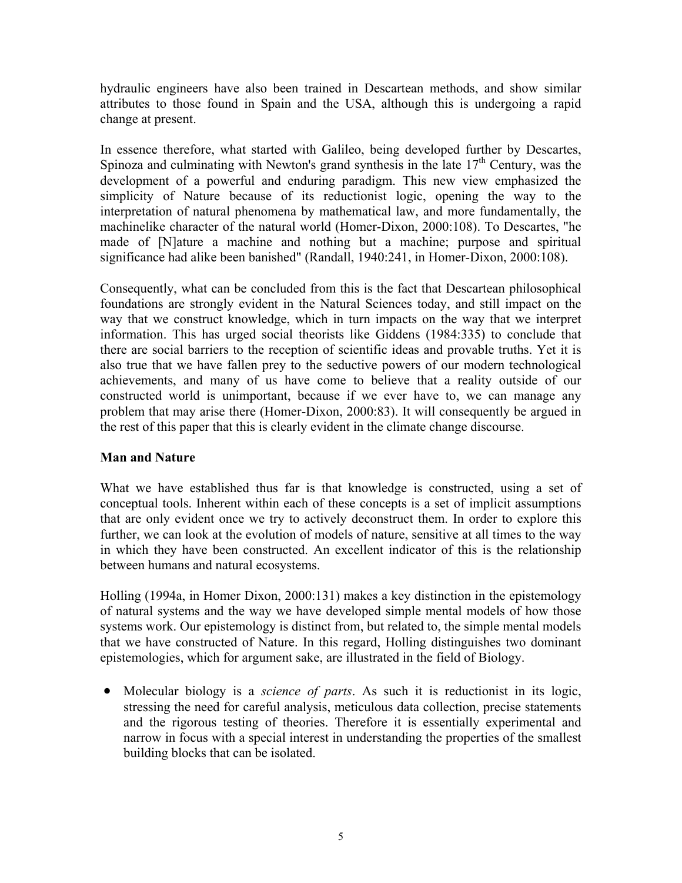hydraulic engineers have also been trained in Descartean methods, and show similar attributes to those found in Spain and the USA, although this is undergoing a rapid change at present.

In essence therefore, what started with Galileo, being developed further by Descartes, Spinoza and culminating with Newton's grand synthesis in the late 17th Century, was the development of a powerful and enduring paradigm. This new view emphasized the simplicity of Nature because of its reductionist logic, opening the way to the interpretation of natural phenomena by mathematical law, and more fundamentally, the machinelike character of the natural world (Homer-Dixon, 2000:108). To Descartes, "he made of [N]ature a machine and nothing but a machine; purpose and spiritual significance had alike been banished" (Randall, 1940:241, in Homer-Dixon, 2000:108).

Consequently, what can be concluded from this is the fact that Descartean philosophical foundations are strongly evident in the Natural Sciences today, and still impact on the way that we construct knowledge, which in turn impacts on the way that we interpret information. This has urged social theorists like Giddens (1984:335) to conclude that there are social barriers to the reception of scientific ideas and provable truths. Yet it is also true that we have fallen prey to the seductive powers of our modern technological achievements, and many of us have come to believe that a reality outside of our constructed world is unimportant, because if we ever have to, we can manage any problem that may arise there (Homer-Dixon, 2000:83). It will consequently be argued in the rest of this paper that this is clearly evident in the climate change discourse.

**Man and Nature**

What we have established thus far is that knowledge is constructed, using a set of conceptual tools. Inherent within each of these concepts is a set of implicit assumptions that are only evident once we try to actively deconstruct them. In order to explore this further, we can look at the evolution of models of nature, sensitive at all times to the way in which they have been constructed. An excellent indicator of this is the relationship between humans and natural ecosystems.

Holling (1994a, in Homer Dixon, 2000:131) makes a key distinction in the epistemology of natural systems and the way we have developed simple mental models of how those systems work. Our epistemology is distinct from, but related to, the simple mental models that we have constructed of Nature. In this regard, Holling distinguishes two dominant epistemologies, which for argument sake, are illustrated in the field of Biology.

- Molecular biology is a *science of parts*. As such it is reductionist in its logic, stressing the need for careful analysis, meticulous data collection, precise statements and the rigorous testing of theories. Therefore it is essentially experimental and narrow in focus with a special interest in understanding the properties of the smallest building blocks that can be isolated.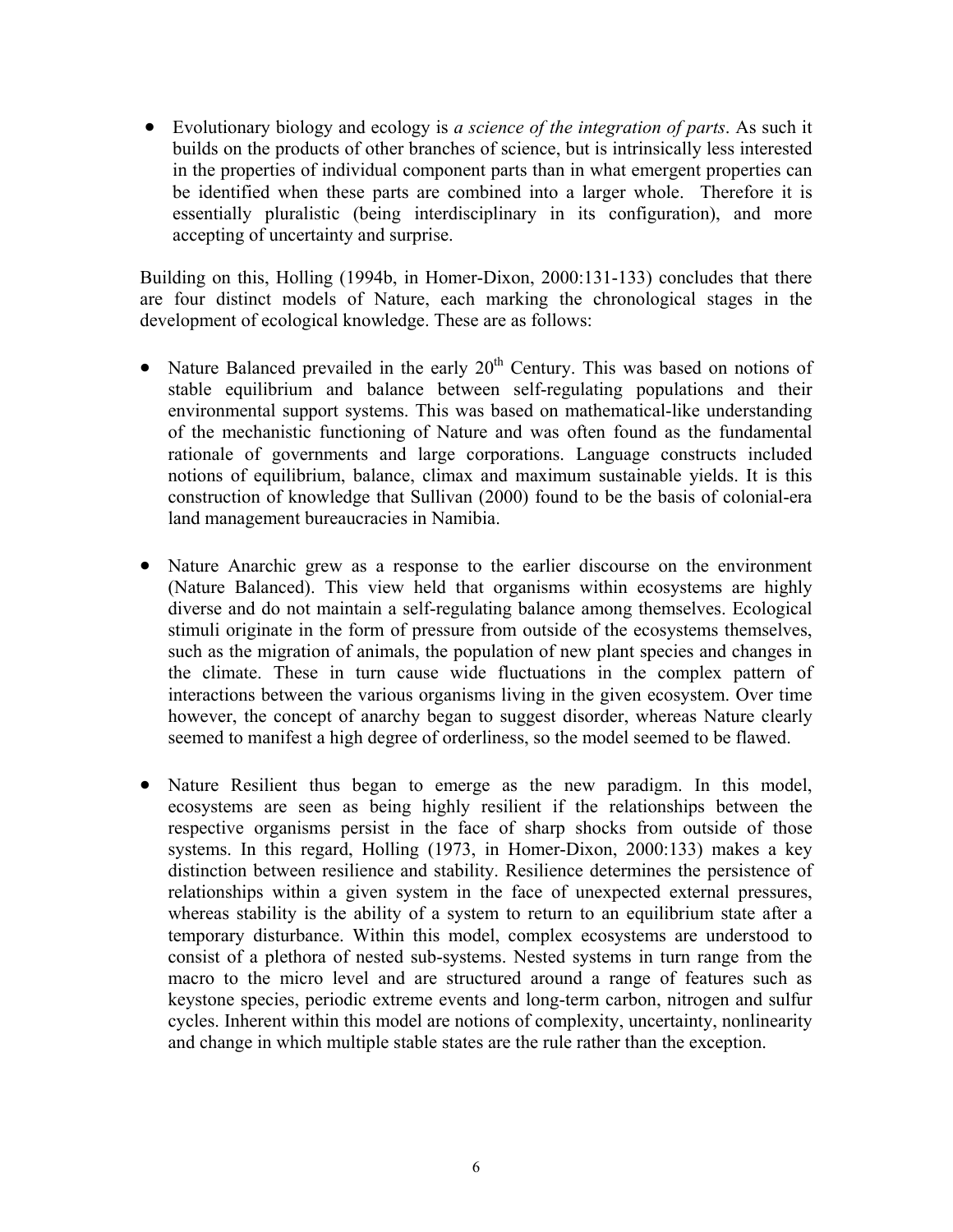- Evolutionary biology and ecology is *a science of the integration of parts*. As such it builds on the products of other branches of science, but is intrinsically less interested in the properties of individual component parts than in what emergent properties can be identified when these parts are combined into a larger whole. Therefore it is essentially pluralistic (being interdisciplinary in its configuration), and more accepting of uncertainty and surprise.

Building on this, Holling (1994b, in Homer-Dixon, 2000:131-133) concludes that there are four distinct models of Nature, each marking the chronological stages in the development of ecological knowledge. These are as follows:

- Nature Balanced prevailed in the early 20th Century. This was based on notions of stable equilibrium and balance between self-regulating populations and their environmental support systems. This was based on mathematical-like understanding of the mechanistic functioning of Nature and was often found as the fundamental rationale of governments and large corporations. Language constructs included notions of equilibrium, balance, climax and maximum sustainable yields. It is this construction of knowledge that Sullivan (2000) found to be the basis of colonial-era land management bureaucracies in Namibia.

- Nature Anarchic grew as a response to the earlier discourse on the environment (Nature Balanced). This view held that organisms within ecosystems are highly diverse and do not maintain a self-regulating balance among themselves. Ecological stimuli originate in the form of pressure from outside of the ecosystems themselves, such as the migration of animals, the population of new plant species and changes in the climate. These in turn cause wide fluctuations in the complex pattern of interactions between the various organisms living in the given ecosystem. Over time however, the concept of anarchy began to suggest disorder, whereas Nature clearly seemed to manifest a high degree of orderliness, so the model seemed to be flawed.

- Nature Resilient thus began to emerge as the new paradigm. In this model, ecosystems are seen as being highly resilient if the relationships between the respective organisms persist in the face of sharp shocks from outside of those systems. In this regard, Holling (1973, in Homer-Dixon, 2000:133) makes a key distinction between resilience and stability. Resilience determines the persistence of relationships within a given system in the face of unexpected external pressures, whereas stability is the ability of a system to return to an equilibrium state after a temporary disturbance. Within this model, complex ecosystems are understood to consist of a plethora of nested sub-systems. Nested systems in turn range from the macro to the micro level and are structured around a range of features such as keystone species, periodic extreme events and long-term carbon, nitrogen and sulfur cycles. Inherent within this model are notions of complexity, uncertainty, nonlinearity and change in which multiple stable states are the rule rather than the exception.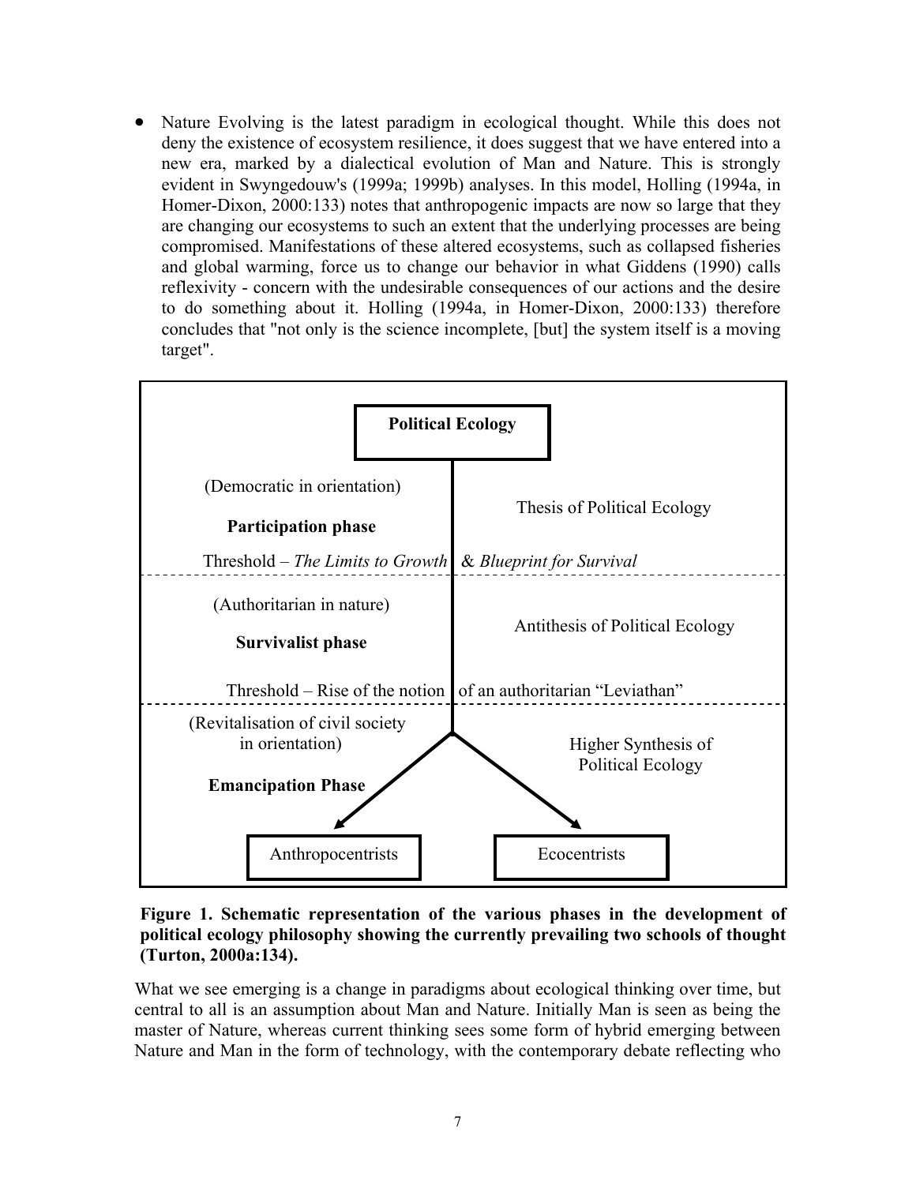- Nature Evolving is the latest paradigm in ecological thought. While this does not deny the existence of ecosystem resilience, it does suggest that we have entered into a new era, marked by a dialectical evolution of Man and Nature. This is strongly evident in Swyngedouw's (1999a; 1999b) analyses. In this model, Holling (1994a, in Homer-Dixon, 2000:133) notes that anthropogenic impacts are now so large that they are changing our ecosystems to such an extent that the underlying processes are being compromised. Manifestations of these altered ecosystems, such as collapsed fisheries and global warming, force us to change our behavior in what Giddens (1990) calls reflexivity - concern with the undesirable consequences of our actions and the desire to do something about it. Holling (1994a, in Homer-Dixon, 2000:133) therefore concludes that "not only is the science incomplete, [but] the system itself is a moving target".

**Political Ecology**

(Democratic in orientation)

**Participation phase**

Thesis of Political Ecology

Threshold – *The Limits to Growth* & *Blueprint for Survival*

(Authoritarian in nature)

**Survivalist phase**

Antithesis of Political Ecology

Threshold – Rise of the notion of an authoritarian "Leviathan"

(Revitalisation of civil society in orientation)

**Emancipation Phase**

Higher Synthesis of Political Ecology

Anthropocentrists | Ecocentrists

**Figure 1. Schematic representation of the various phases in the development of political ecology philosophy showing the currently prevailing two schools of thought (Turton, 2000a:134).**

What we see emerging is a change in paradigms about ecological thinking over time, but central to all is an assumption about Man and Nature. Initially Man is seen as being the master of Nature, whereas current thinking sees some form of hybrid emerging between Nature and Man in the form of technology, with the contemporary debate reflecting who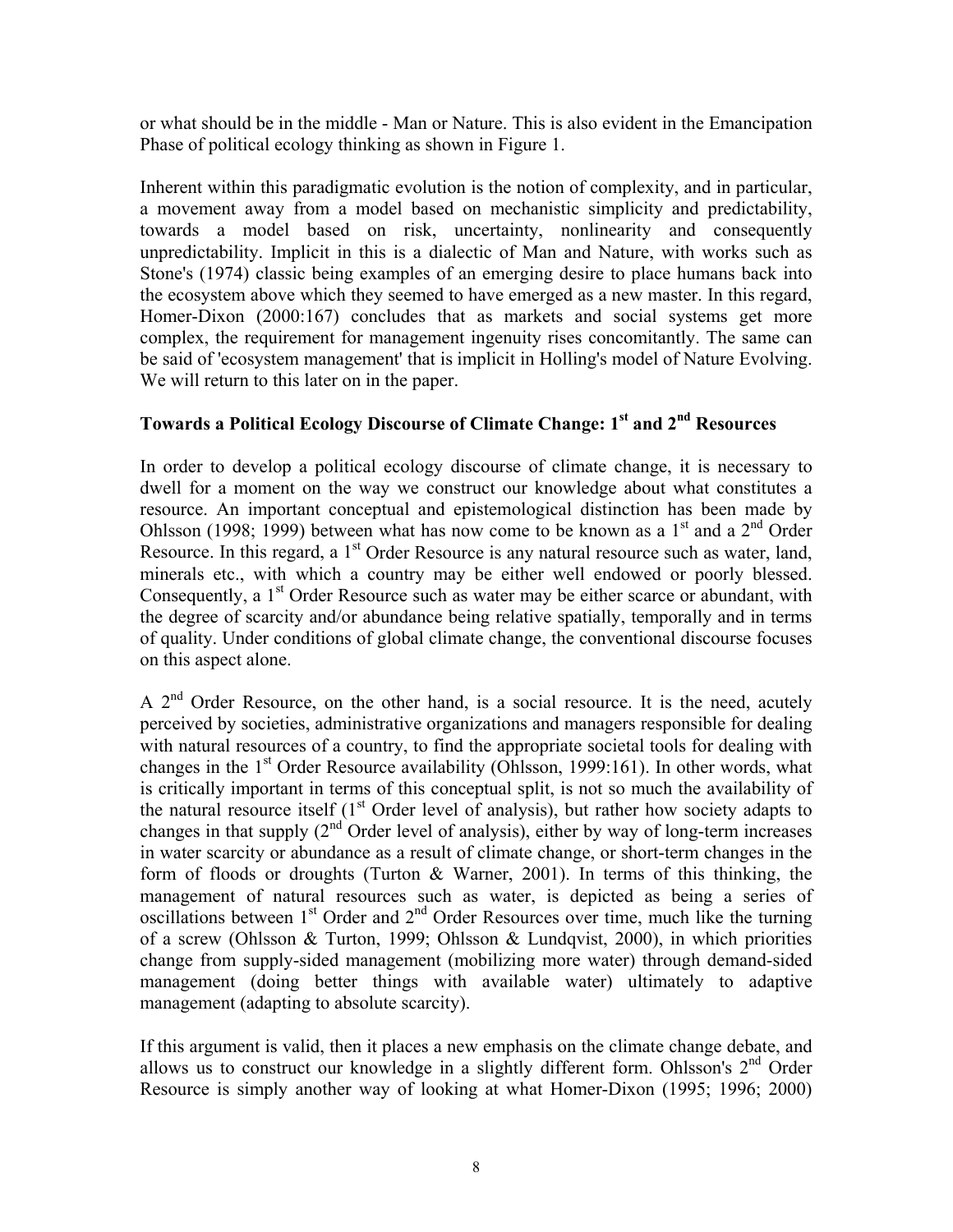or what should be in the middle - Man or Nature. This is also evident in the Emancipation Phase of political ecology thinking as shown in Figure 1.

Inherent within this paradigmatic evolution is the notion of complexity, and in particular, a movement away from a model based on mechanistic simplicity and predictability, towards a model based on risk, uncertainty, nonlinearity and consequently unpredictability. Implicit in this is a dialectic of Man and Nature, with works such as Stone's (1974) classic being examples of an emerging desire to place humans back into the ecosystem above which they seemed to have emerged as a new master. In this regard, Homer-Dixon (2000:167) concludes that as markets and social systems get more complex, the requirement for management ingenuity rises concomitantly. The same can be said of 'ecosystem management' that is implicit in Holling's model of Nature Evolving. We will return to this later on in the paper.

## Towards a Political Ecology Discourse of Climate Change: 1st and 2nd Resources

In order to develop a political ecology discourse of climate change, it is necessary to dwell for a moment on the way we construct our knowledge about what constitutes a resource. An important conceptual and epistemological distinction has been made by Ohlsson (1998; 1999) between what has now come to be known as a 1st and a 2nd Order Resource. In this regard, a 1st Order Resource is any natural resource such as water, land, minerals etc., with which a country may be either well endowed or poorly blessed. Consequently, a 1st Order Resource such as water may be either scarce or abundant, with the degree of scarcity and/or abundance being relative spatially, temporally and in terms of quality. Under conditions of global climate change, the conventional discourse focuses on this aspect alone.

A 2nd Order Resource, on the other hand, is a social resource. It is the need, acutely perceived by societies, administrative organizations and managers responsible for dealing with natural resources of a country, to find the appropriate societal tools for dealing with changes in the 1st Order Resource availability (Ohlsson, 1999:161). In other words, what is critically important in terms of this conceptual split, is not so much the availability of the natural resource itself (1st Order level of analysis), but rather how society adapts to changes in that supply (2nd Order level of analysis), either by way of long-term increases in water scarcity or abundance as a result of climate change, or short-term changes in the form of floods or droughts (Turton & Warner, 2001). In terms of this thinking, the management of natural resources such as water, is depicted as being a series of oscillations between 1st Order and 2nd Order Resources over time, much like the turning of a screw (Ohlsson & Turton, 1999; Ohlsson & Lundqvist, 2000), in which priorities change from supply-sided management (mobilizing more water) through demand-sided management (doing better things with available water) ultimately to adaptive management (adapting to absolute scarcity).

If this argument is valid, then it places a new emphasis on the climate change debate, and allows us to construct our knowledge in a slightly different form. Ohlsson's 2nd Order Resource is simply another way of looking at what Homer-Dixon (1995; 1996; 2000)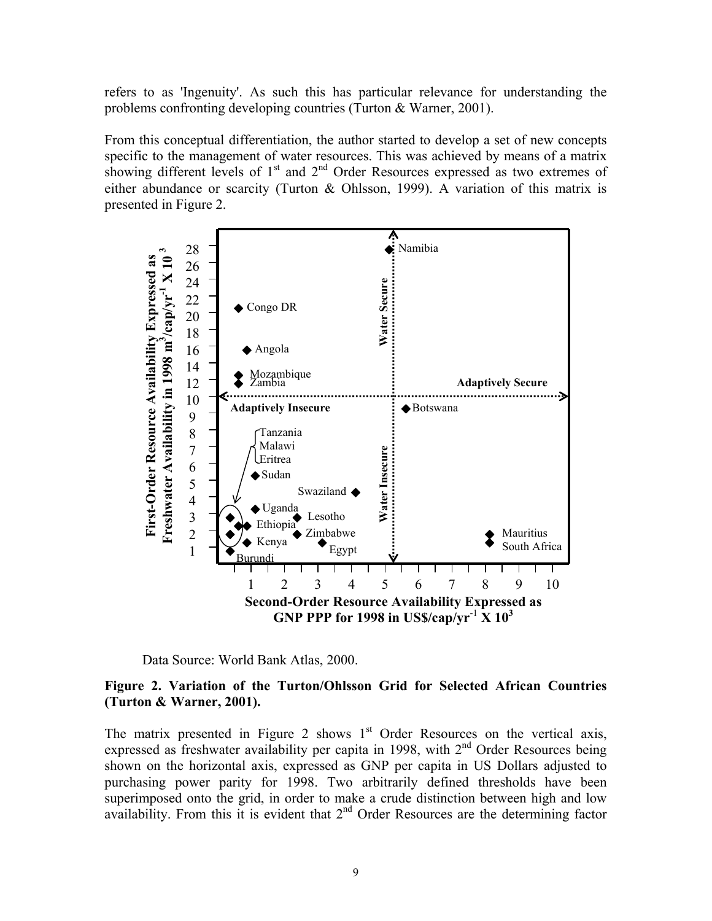refers to as 'Ingenuity'. As such this has particular relevance for understanding the problems confronting developing countries (Turton & Warner, 2001).

From this conceptual differentiation, the author started to develop a set of new concepts specific to the management of water resources. This was achieved by means of a matrix showing different levels of 1st and 2nd Order Resources expressed as two extremes of either abundance or scarcity (Turton & Ohlsson, 1999). A variation of this matrix is presented in Figure 2.

Data Source: World Bank Atlas, 2000.

**Figure 2. Variation of the Turton/Ohlsson Grid for Selected African Countries (Turton & Warner, 2001).**

The matrix presented in Figure 2 shows 1st Order Resources on the vertical axis, expressed as freshwater availability per capita in 1998, with 2nd Order Resources being shown on the horizontal axis, expressed as GNP per capita in US Dollars adjusted to purchasing power parity for 1998. Two arbitrarily defined thresholds have been superimposed onto the grid, in order to make a crude distinction between high and low availability. From this it is evident that 2nd Order Resources are the determining factor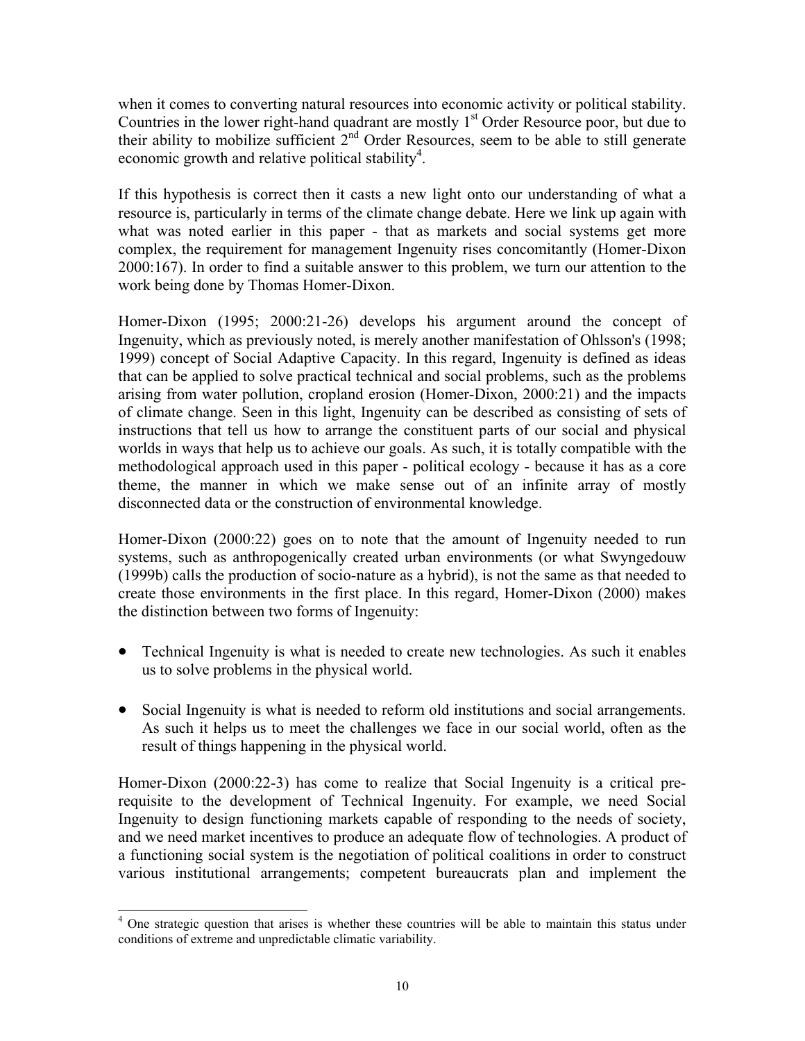when it comes to converting natural resources into economic activity or political stability. Countries in the lower right-hand quadrant are mostly 1st Order Resource poor, but due to their ability to mobilize sufficient 2nd Order Resources, seem to be able to still generate economic growth and relative political stability[4].

If this hypothesis is correct then it casts a new light onto our understanding of what a resource is, particularly in terms of the climate change debate. Here we link up again with what was noted earlier in this paper - that as markets and social systems get more complex, the requirement for management Ingenuity rises concomitantly (Homer-Dixon 2000:167). In order to find a suitable answer to this problem, we turn our attention to the work being done by Thomas Homer-Dixon.

Homer-Dixon (1995; 2000:21-26) develops his argument around the concept of Ingenuity, which as previously noted, is merely another manifestation of Ohlsson's (1998; 1999) concept of Social Adaptive Capacity. In this regard, Ingenuity is defined as ideas that can be applied to solve practical technical and social problems, such as the problems arising from water pollution, cropland erosion (Homer-Dixon, 2000:21) and the impacts of climate change. Seen in this light, Ingenuity can be described as consisting of sets of instructions that tell us how to arrange the constituent parts of our social and physical worlds in ways that help us to achieve our goals. As such, it is totally compatible with the methodological approach used in this paper - political ecology - because it has as a core theme, the manner in which we make sense out of an infinite array of mostly disconnected data or the construction of environmental knowledge.

Homer-Dixon (2000:22) goes on to note that the amount of Ingenuity needed to run systems, such as anthropogenically created urban environments (or what Swyngedouw (1999b) calls the production of socio-nature as a hybrid), is not the same as that needed to create those environments in the first place. In this regard, Homer-Dixon (2000) makes the distinction between two forms of Ingenuity:

- Technical Ingenuity is what is needed to create new technologies. As such it enables us to solve problems in the physical world.
- Social Ingenuity is what is needed to reform old institutions and social arrangements. As such it helps us to meet the challenges we face in our social world, often as the result of things happening in the physical world.

Homer-Dixon (2000:22-3) has come to realize that Social Ingenuity is a critical pre-requisite to the development of Technical Ingenuity. For example, we need Social Ingenuity to design functioning markets capable of responding to the needs of society, and we need market incentives to produce an adequate flow of technologies. A product of a functioning social system is the negotiation of political coalitions in order to construct various institutional arrangements; competent bureaucrats plan and implement the

[4] One strategic question that arises is whether these countries will be able to maintain this status under conditions of extreme and unpredictable climatic variability.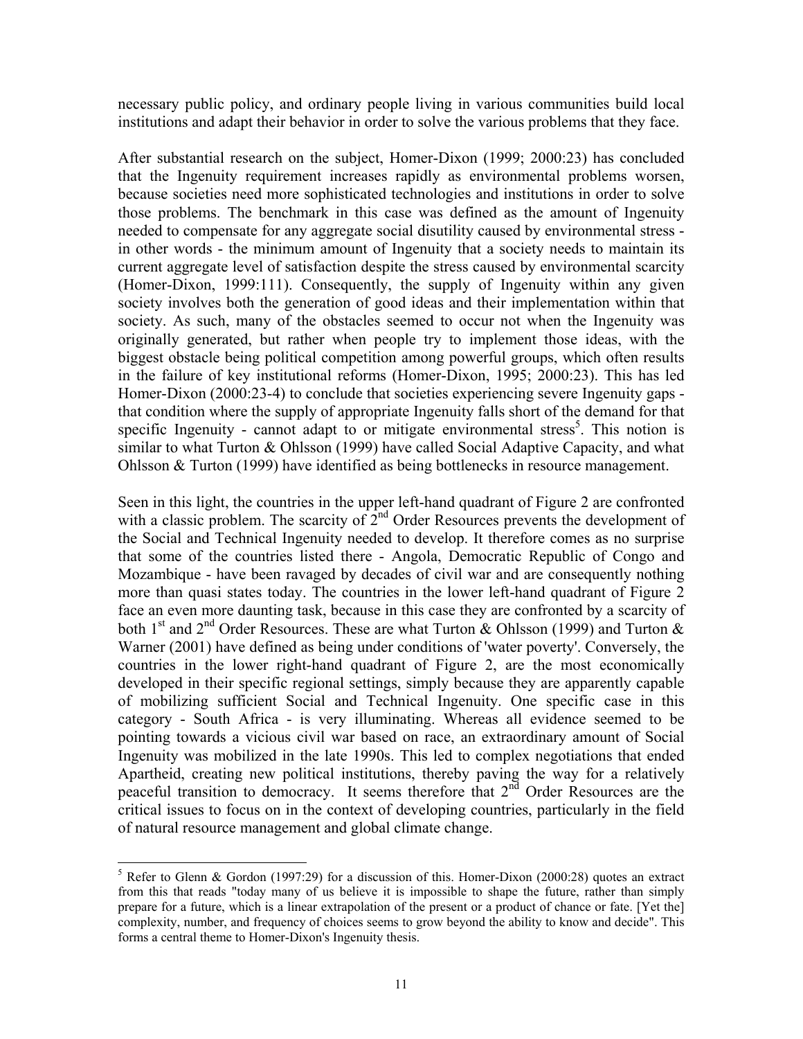necessary public policy, and ordinary people living in various communities build local institutions and adapt their behavior in order to solve the various problems that they face.

After substantial research on the subject, Homer-Dixon (1999; 2000:23) has concluded that the Ingenuity requirement increases rapidly as environmental problems worsen, because societies need more sophisticated technologies and institutions in order to solve those problems. The benchmark in this case was defined as the amount of Ingenuity needed to compensate for any aggregate social disutility caused by environmental stress - in other words - the minimum amount of Ingenuity that a society needs to maintain its current aggregate level of satisfaction despite the stress caused by environmental scarcity (Homer-Dixon, 1999:111). Consequently, the supply of Ingenuity within any given society involves both the generation of good ideas and their implementation within that society. As such, many of the obstacles seemed to occur not when the Ingenuity was originally generated, but rather when people try to implement those ideas, with the biggest obstacle being political competition among powerful groups, which often results in the failure of key institutional reforms (Homer-Dixon, 1995; 2000:23). This has led Homer-Dixon (2000:23-4) to conclude that societies experiencing severe Ingenuity gaps - that condition where the supply of appropriate Ingenuity falls short of the demand for that specific Ingenuity - cannot adapt to or mitigate environmental stress[5]. This notion is similar to what Turton & Ohlsson (1999) have called Social Adaptive Capacity, and what Ohlsson & Turton (1999) have identified as being bottlenecks in resource management.

Seen in this light, the countries in the upper left-hand quadrant of Figure 2 are confronted with a classic problem. The scarcity of 2nd Order Resources prevents the development of the Social and Technical Ingenuity needed to develop. It therefore comes as no surprise that some of the countries listed there - Angola, Democratic Republic of Congo and Mozambique - have been ravaged by decades of civil war and are consequently nothing more than quasi states today. The countries in the lower left-hand quadrant of Figure 2 face an even more daunting task, because in this case they are confronted by a scarcity of both 1st and 2nd Order Resources. These are what Turton & Ohlsson (1999) and Turton & Warner (2001) have defined as being under conditions of 'water poverty'. Conversely, the countries in the lower right-hand quadrant of Figure 2, are the most economically developed in their specific regional settings, simply because they are apparently capable of mobilizing sufficient Social and Technical Ingenuity. One specific case in this category - South Africa - is very illuminating. Whereas all evidence seemed to be pointing towards a vicious civil war based on race, an extraordinary amount of Social Ingenuity was mobilized in the late 1990s. This led to complex negotiations that ended Apartheid, creating new political institutions, thereby paving the way for a relatively peaceful transition to democracy. It seems therefore that 2nd Order Resources are the critical issues to focus on in the context of developing countries, particularly in the field of natural resource management and global climate change.

---

[5] Refer to Glenn & Gordon (1997:29) for a discussion of this. Homer-Dixon (2000:28) quotes an extract from this that reads "today many of us believe it is impossible to shape the future, rather than simply prepare for a future, which is a linear extrapolation of the present or a product of chance or fate. [Yet the] complexity, number, and frequency of choices seems to grow beyond the ability to know and decide". This forms a central theme to Homer-Dixon's Ingenuity thesis.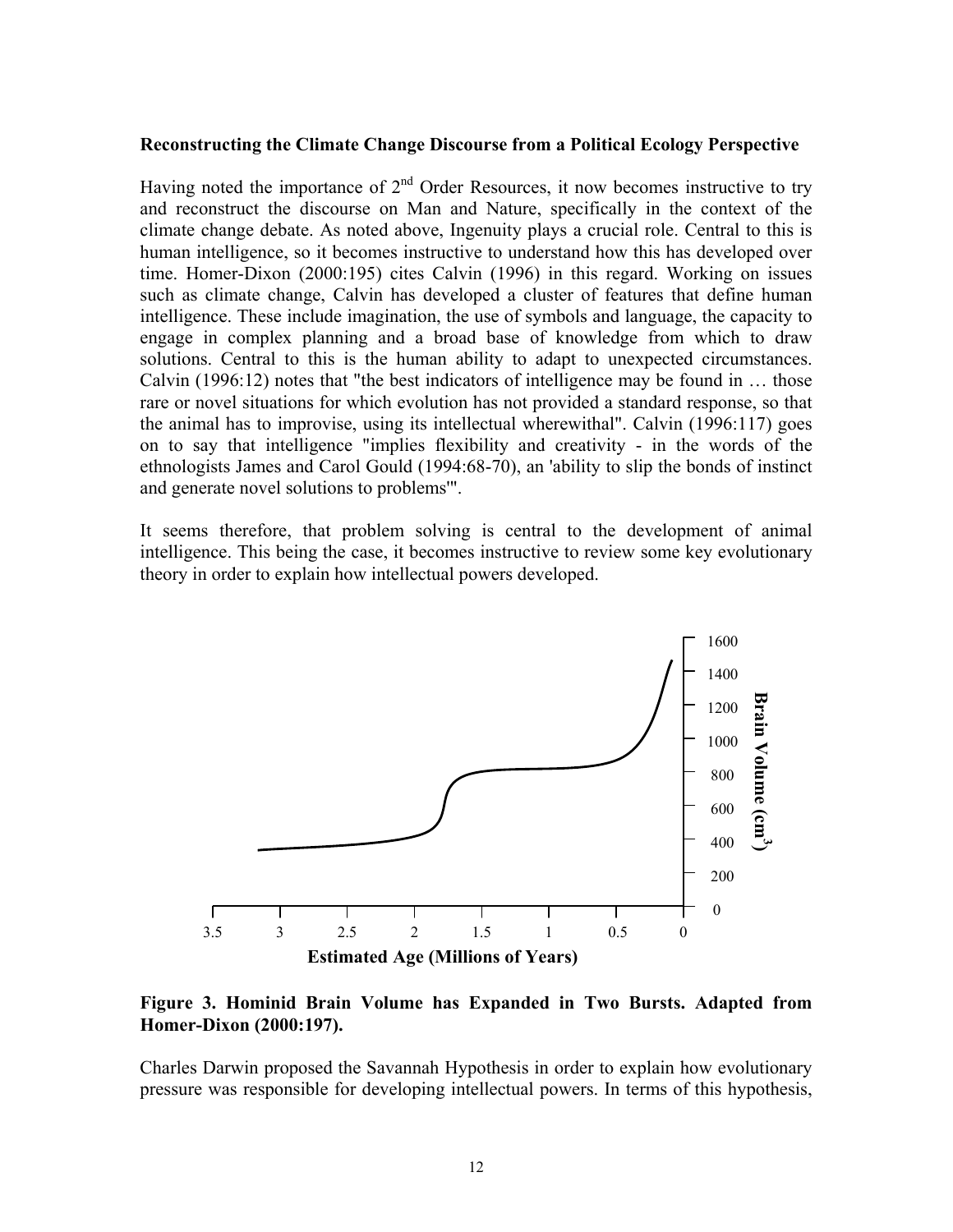**Reconstructing the Climate Change Discourse from a Political Ecology Perspective**

Having noted the importance of 2nd Order Resources, it now becomes instructive to try and reconstruct the discourse on Man and Nature, specifically in the context of the climate change debate. As noted above, Ingenuity plays a crucial role. Central to this is human intelligence, so it becomes instructive to understand how this has developed over time. Homer-Dixon (2000:195) cites Calvin (1996) in this regard. Working on issues such as climate change, Calvin has developed a cluster of features that define human intelligence. These include imagination, the use of symbols and language, the capacity to engage in complex planning and a broad base of knowledge from which to draw solutions. Central to this is the human ability to adapt to unexpected circumstances. Calvin (1996:12) notes that "the best indicators of intelligence may be found in … those rare or novel situations for which evolution has not provided a standard response, so that the animal has to improvise, using its intellectual wherewithal". Calvin (1996:117) goes on to say that intelligence "implies flexibility and creativity - in the words of the ethnologists James and Carol Gould (1994:68-70), an 'ability to slip the bonds of instinct and generate novel solutions to problems'".

It seems therefore, that problem solving is central to the development of animal intelligence. This being the case, it becomes instructive to review some key evolutionary theory in order to explain how intellectual powers developed.

**Figure 3. Hominid Brain Volume has Expanded in Two Bursts. Adapted from Homer-Dixon (2000:197).**

Charles Darwin proposed the Savannah Hypothesis in order to explain how evolutionary pressure was responsible for developing intellectual powers. In terms of this hypothesis,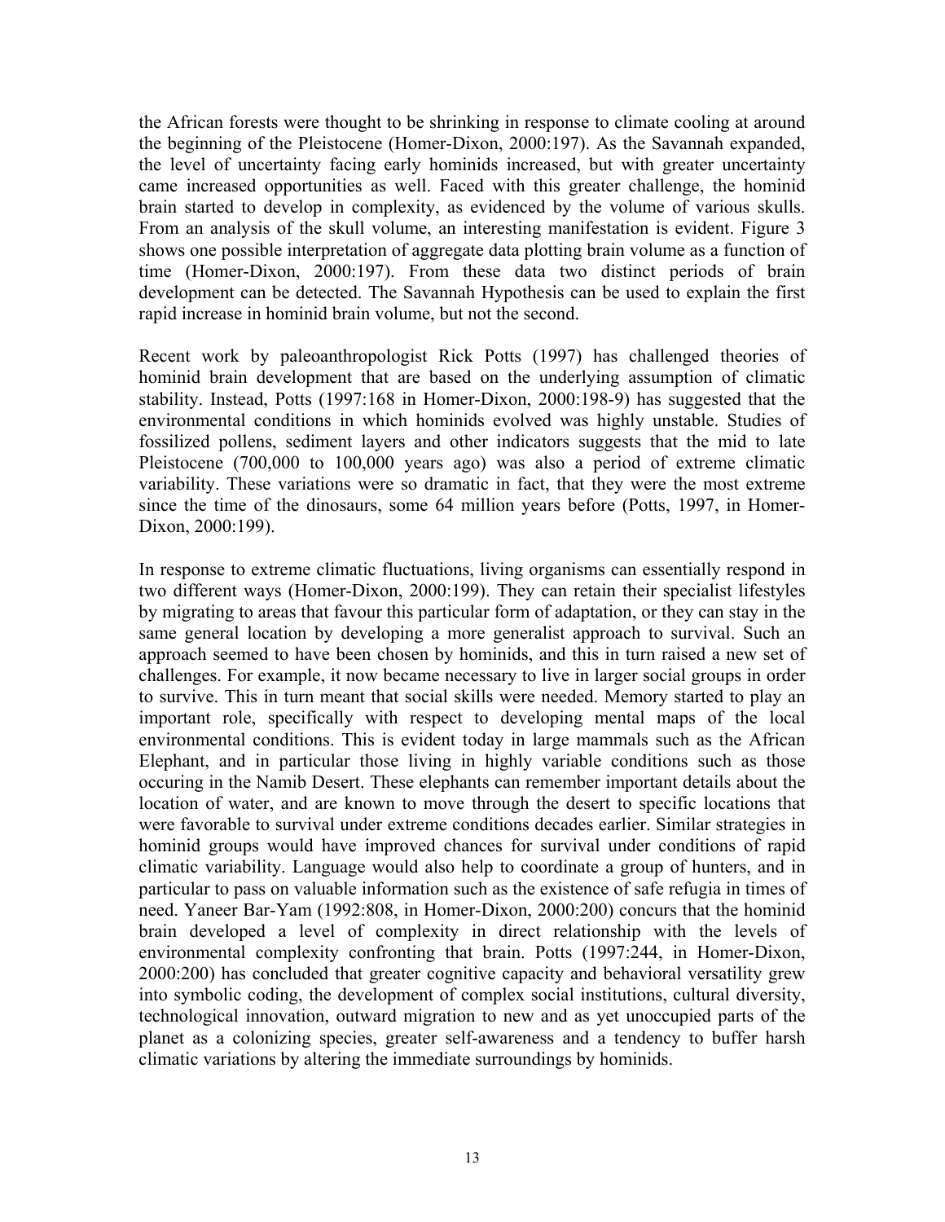the African forests were thought to be shrinking in response to climate cooling at around the beginning of the Pleistocene (Homer-Dixon, 2000:197). As the Savannah expanded, the level of uncertainty facing early hominids increased, but with greater uncertainty came increased opportunities as well. Faced with this greater challenge, the hominid brain started to develop in complexity, as evidenced by the volume of various skulls. From an analysis of the skull volume, an interesting manifestation is evident. Figure 3 shows one possible interpretation of aggregate data plotting brain volume as a function of time (Homer-Dixon, 2000:197). From these data two distinct periods of brain development can be detected. The Savannah Hypothesis can be used to explain the first rapid increase in hominid brain volume, but not the second.

Recent work by paleoanthropologist Rick Potts (1997) has challenged theories of hominid brain development that are based on the underlying assumption of climatic stability. Instead, Potts (1997:168 in Homer-Dixon, 2000:198-9) has suggested that the environmental conditions in which hominids evolved was highly unstable. Studies of fossilized pollens, sediment layers and other indicators suggests that the mid to late Pleistocene (700,000 to 100,000 years ago) was also a period of extreme climatic variability. These variations were so dramatic in fact, that they were the most extreme since the time of the dinosaurs, some 64 million years before (Potts, 1997, in Homer-Dixon, 2000:199).

In response to extreme climatic fluctuations, living organisms can essentially respond in two different ways (Homer-Dixon, 2000:199). They can retain their specialist lifestyles by migrating to areas that favour this particular form of adaptation, or they can stay in the same general location by developing a more generalist approach to survival. Such an approach seemed to have been chosen by hominids, and this in turn raised a new set of challenges. For example, it now became necessary to live in larger social groups in order to survive. This in turn meant that social skills were needed. Memory started to play an important role, specifically with respect to developing mental maps of the local environmental conditions. This is evident today in large mammals such as the African Elephant, and in particular those living in highly variable conditions such as those occuring in the Namib Desert. These elephants can remember important details about the location of water, and are known to move through the desert to specific locations that were favorable to survival under extreme conditions decades earlier. Similar strategies in hominid groups would have improved chances for survival under conditions of rapid climatic variability. Language would also help to coordinate a group of hunters, and in particular to pass on valuable information such as the existence of safe refugia in times of need. Yaneer Bar-Yam (1992:808, in Homer-Dixon, 2000:200) concurs that the hominid brain developed a level of complexity in direct relationship with the levels of environmental complexity confronting that brain. Potts (1997:244, in Homer-Dixon, 2000:200) has concluded that greater cognitive capacity and behavioral versatility grew into symbolic coding, the development of complex social institutions, cultural diversity, technological innovation, outward migration to new and as yet unoccupied parts of the planet as a colonizing species, greater self-awareness and a tendency to buffer harsh climatic variations by altering the immediate surroundings by hominids.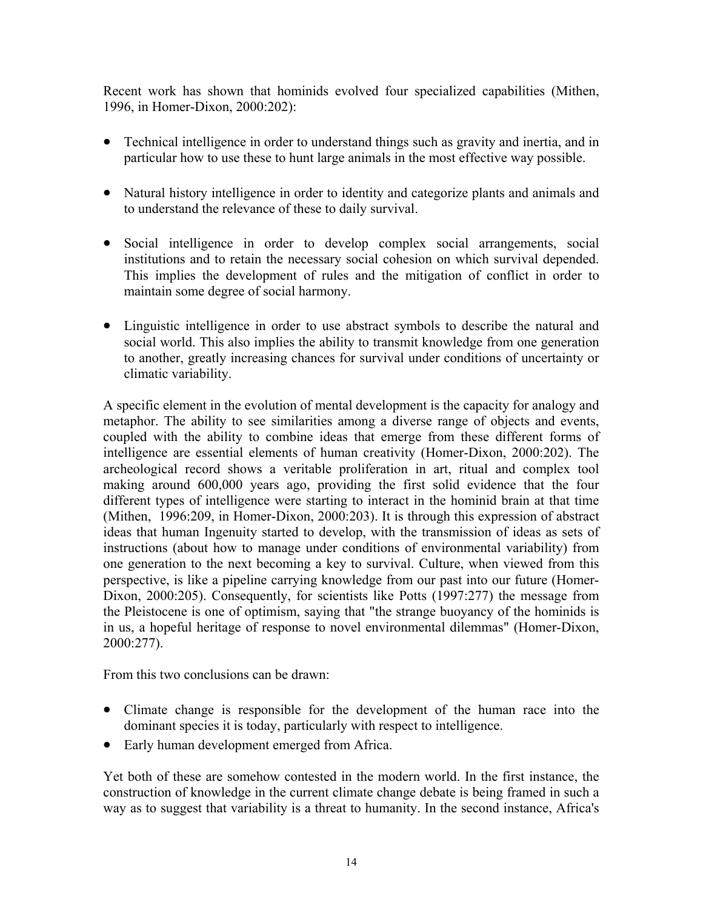Recent work has shown that hominids evolved four specialized capabilities (Mithen, 1996, in Homer-Dixon, 2000:202):

- Technical intelligence in order to understand things such as gravity and inertia, and in particular how to use these to hunt large animals in the most effective way possible.
- Natural history intelligence in order to identity and categorize plants and animals and to understand the relevance of these to daily survival.
- Social intelligence in order to develop complex social arrangements, social institutions and to retain the necessary social cohesion on which survival depended. This implies the development of rules and the mitigation of conflict in order to maintain some degree of social harmony.
- Linguistic intelligence in order to use abstract symbols to describe the natural and social world. This also implies the ability to transmit knowledge from one generation to another, greatly increasing chances for survival under conditions of uncertainty or climatic variability.

A specific element in the evolution of mental development is the capacity for analogy and metaphor. The ability to see similarities among a diverse range of objects and events, coupled with the ability to combine ideas that emerge from these different forms of intelligence are essential elements of human creativity (Homer-Dixon, 2000:202). The archeological record shows a veritable proliferation in art, ritual and complex tool making around 600,000 years ago, providing the first solid evidence that the four different types of intelligence were starting to interact in the hominid brain at that time (Mithen, 1996:209, in Homer-Dixon, 2000:203). It is through this expression of abstract ideas that human Ingenuity started to develop, with the transmission of ideas as sets of instructions (about how to manage under conditions of environmental variability) from one generation to the next becoming a key to survival. Culture, when viewed from this perspective, is like a pipeline carrying knowledge from our past into our future (Homer-Dixon, 2000:205). Consequently, for scientists like Potts (1997:277) the message from the Pleistocene is one of optimism, saying that "the strange buoyancy of the hominids is in us, a hopeful heritage of response to novel environmental dilemmas" (Homer-Dixon, 2000:277).

From this two conclusions can be drawn:

- Climate change is responsible for the development of the human race into the dominant species it is today, particularly with respect to intelligence.
- Early human development emerged from Africa.

Yet both of these are somehow contested in the modern world. In the first instance, the construction of knowledge in the current climate change debate is being framed in such a way as to suggest that variability is a threat to humanity. In the second instance, Africa's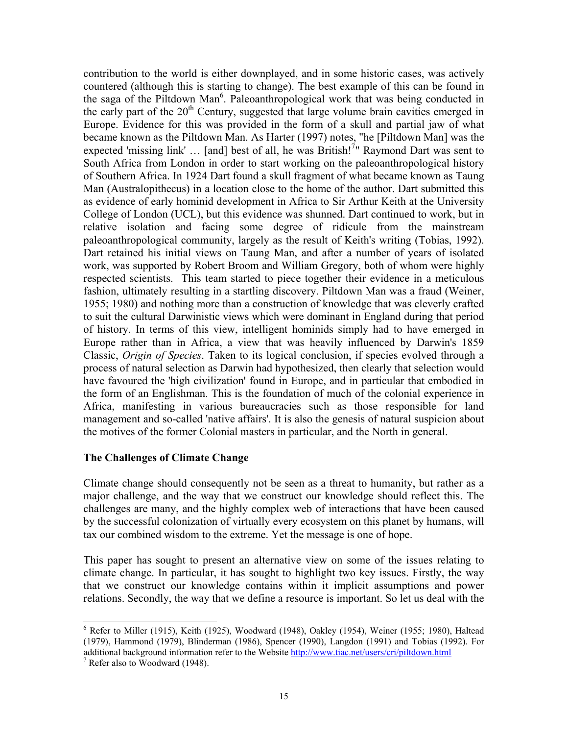contribution to the world is either downplayed, and in some historic cases, was actively countered (although this is starting to change). The best example of this can be found in the saga of the Piltdown Man[6]. Paleoanthropological work that was being conducted in the early part of the 20th Century, suggested that large volume brain cavities emerged in Europe. Evidence for this was provided in the form of a skull and partial jaw of what became known as the Piltdown Man. As Harter (1997) notes, "he [Piltdown Man] was the expected 'missing link' … [and] best of all, he was British![7]" Raymond Dart was sent to South Africa from London in order to start working on the paleoanthropological history of Southern Africa. In 1924 Dart found a skull fragment of what became known as Taung Man (Australopithecus) in a location close to the home of the author. Dart submitted this as evidence of early hominid development in Africa to Sir Arthur Keith at the University College of London (UCL), but this evidence was shunned. Dart continued to work, but in relative isolation and facing some degree of ridicule from the mainstream paleoanthropological community, largely as the result of Keith's writing (Tobias, 1992). Dart retained his initial views on Taung Man, and after a number of years of isolated work, was supported by Robert Broom and William Gregory, both of whom were highly respected scientists. This team started to piece together their evidence in a meticulous fashion, ultimately resulting in a startling discovery. Piltdown Man was a fraud (Weiner, 1955; 1980) and nothing more than a construction of knowledge that was cleverly crafted to suit the cultural Darwinistic views which were dominant in England during that period of history. In terms of this view, intelligent hominids simply had to have emerged in Europe rather than in Africa, a view that was heavily influenced by Darwin's 1859 Classic, *Origin of Species*. Taken to its logical conclusion, if species evolved through a process of natural selection as Darwin had hypothesized, then clearly that selection would have favoured the 'high civilization' found in Europe, and in particular that embodied in the form of an Englishman. This is the foundation of much of the colonial experience in Africa, manifesting in various bureaucracies such as those responsible for land management and so-called 'native affairs'. It is also the genesis of natural suspicion about the motives of the former Colonial masters in particular, and the North in general.

### The Challenges of Climate Change

Climate change should consequently not be seen as a threat to humanity, but rather as a major challenge, and the way that we construct our knowledge should reflect this. The challenges are many, and the highly complex web of interactions that have been caused by the successful colonization of virtually every ecosystem on this planet by humans, will tax our combined wisdom to the extreme. Yet the message is one of hope.

This paper has sought to present an alternative view on some of the issues relating to climate change. In particular, it has sought to highlight two key issues. Firstly, the way that we construct our knowledge contains within it implicit assumptions and power relations. Secondly, the way that we define a resource is important. So let us deal with the

---

[6] Refer to Miller (1915), Keith (1925), Woodward (1948), Oakley (1954), Weiner (1955; 1980), Haltead (1979), Hammond (1979), Blinderman (1986), Spencer (1990), Langdon (1991) and Tobias (1992). For additional background information refer to the Website http://www.tiac.net/users/cri/piltdown.html

[7] Refer also to Woodward (1948).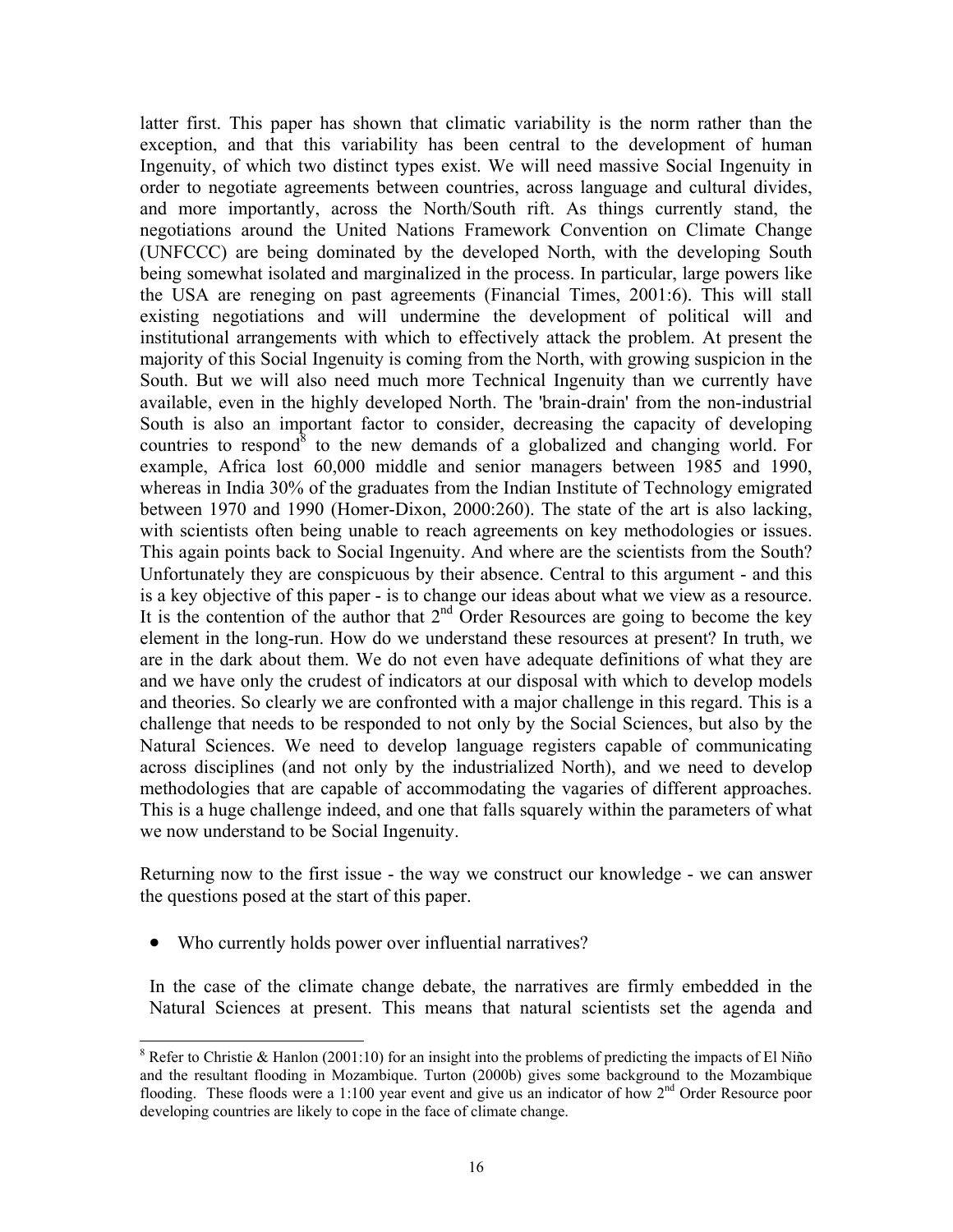latter first. This paper has shown that climatic variability is the norm rather than the exception, and that this variability has been central to the development of human Ingenuity, of which two distinct types exist. We will need massive Social Ingenuity in order to negotiate agreements between countries, across language and cultural divides, and more importantly, across the North/South rift. As things currently stand, the negotiations around the United Nations Framework Convention on Climate Change (UNFCCC) are being dominated by the developed North, with the developing South being somewhat isolated and marginalized in the process. In particular, large powers like the USA are reneging on past agreements (Financial Times, 2001:6). This will stall existing negotiations and will undermine the development of political will and institutional arrangements with which to effectively attack the problem. At present the majority of this Social Ingenuity is coming from the North, with growing suspicion in the South. But we will also need much more Technical Ingenuity than we currently have available, even in the highly developed North. The 'brain-drain' from the non-industrial South is also an important factor to consider, decreasing the capacity of developing countries to respond[8] to the new demands of a globalized and changing world. For example, Africa lost 60,000 middle and senior managers between 1985 and 1990, whereas in India 30% of the graduates from the Indian Institute of Technology emigrated between 1970 and 1990 (Homer-Dixon, 2000:260). The state of the art is also lacking, with scientists often being unable to reach agreements on key methodologies or issues. This again points back to Social Ingenuity. And where are the scientists from the South? Unfortunately they are conspicuous by their absence. Central to this argument - and this is a key objective of this paper - is to change our ideas about what we view as a resource. It is the contention of the author that 2nd Order Resources are going to become the key element in the long-run. How do we understand these resources at present? In truth, we are in the dark about them. We do not even have adequate definitions of what they are and we have only the crudest of indicators at our disposal with which to develop models and theories. So clearly we are confronted with a major challenge in this regard. This is a challenge that needs to be responded to not only by the Social Sciences, but also by the Natural Sciences. We need to develop language registers capable of communicating across disciplines (and not only by the industrialized North), and we need to develop methodologies that are capable of accommodating the vagaries of different approaches. This is a huge challenge indeed, and one that falls squarely within the parameters of what we now understand to be Social Ingenuity.

Returning now to the first issue - the way we construct our knowledge - we can answer the questions posed at the start of this paper.

- Who currently holds power over influential narratives?

In the case of the climate change debate, the narratives are firmly embedded in the Natural Sciences at present. This means that natural scientists set the agenda and

---

[8] Refer to Christie & Hanlon (2001:10) for an insight into the problems of predicting the impacts of El Niño and the resultant flooding in Mozambique. Turton (2000b) gives some background to the Mozambique flooding. These floods were a 1:100 year event and give us an indicator of how 2nd Order Resource poor developing countries are likely to cope in the face of climate change.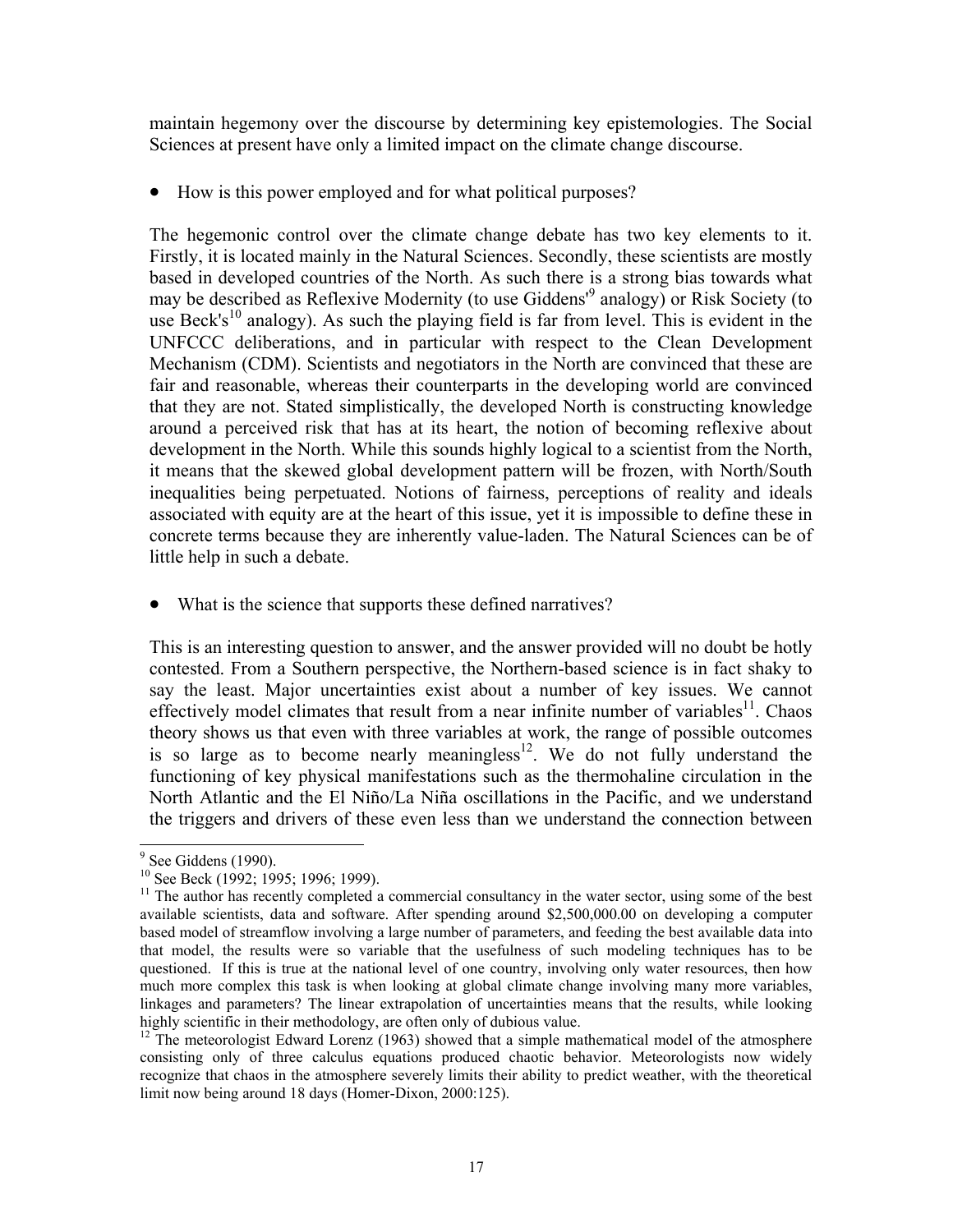maintain hegemony over the discourse by determining key epistemologies. The Social Sciences at present have only a limited impact on the climate change discourse.

- How is this power employed and for what political purposes?

The hegemonic control over the climate change debate has two key elements to it. Firstly, it is located mainly in the Natural Sciences. Secondly, these scientists are mostly based in developed countries of the North. As such there is a strong bias towards what may be described as Reflexive Modernity (to use Giddens'[9] analogy) or Risk Society (to use Beck's[10] analogy). As such the playing field is far from level. This is evident in the UNFCCC deliberations, and in particular with respect to the Clean Development Mechanism (CDM). Scientists and negotiators in the North are convinced that these are fair and reasonable, whereas their counterparts in the developing world are convinced that they are not. Stated simplistically, the developed North is constructing knowledge around a perceived risk that has at its heart, the notion of becoming reflexive about development in the North. While this sounds highly logical to a scientist from the North, it means that the skewed global development pattern will be frozen, with North/South inequalities being perpetuated. Notions of fairness, perceptions of reality and ideals associated with equity are at the heart of this issue, yet it is impossible to define these in concrete terms because they are inherently value-laden. The Natural Sciences can be of little help in such a debate.

- What is the science that supports these defined narratives?

This is an interesting question to answer, and the answer provided will no doubt be hotly contested. From a Southern perspective, the Northern-based science is in fact shaky to say the least. Major uncertainties exist about a number of key issues. We cannot effectively model climates that result from a near infinite number of variables[11]. Chaos theory shows us that even with three variables at work, the range of possible outcomes is so large as to become nearly meaningless[12]. We do not fully understand the functioning of key physical manifestations such as the thermohaline circulation in the North Atlantic and the El Niño/La Niña oscillations in the Pacific, and we understand the triggers and drivers of these even less than we understand the connection between

---

[9] See Giddens (1990).

[10] See Beck (1992; 1995; 1996; 1999).

[11] The author has recently completed a commercial consultancy in the water sector, using some of the best available scientists, data and software. After spending around $2,500,000.00 on developing a computer based model of streamflow involving a large number of parameters, and feeding the best available data into that model, the results were so variable that the usefulness of such modeling techniques has to be questioned. If this is true at the national level of one country, involving only water resources, then how much more complex this task is when looking at global climate change involving many more variables, linkages and parameters? The linear extrapolation of uncertainties means that the results, while looking highly scientific in their methodology, are often only of dubious value.

[12] The meteorologist Edward Lorenz (1963) showed that a simple mathematical model of the atmosphere consisting only of three calculus equations produced chaotic behavior. Meteorologists now widely recognize that chaos in the atmosphere severely limits their ability to predict weather, with the theoretical limit now being around 18 days (Homer-Dixon, 2000:125).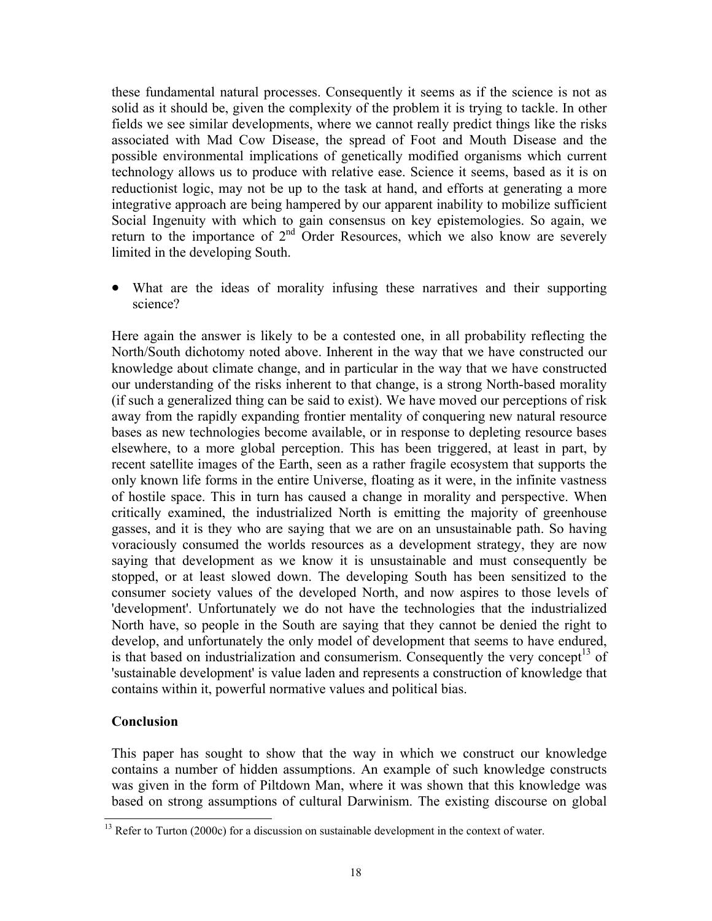these fundamental natural processes. Consequently it seems as if the science is not as solid as it should be, given the complexity of the problem it is trying to tackle. In other fields we see similar developments, where we cannot really predict things like the risks associated with Mad Cow Disease, the spread of Foot and Mouth Disease and the possible environmental implications of genetically modified organisms which current technology allows us to produce with relative ease. Science it seems, based as it is on reductionist logic, may not be up to the task at hand, and efforts at generating a more integrative approach are being hampered by our apparent inability to mobilize sufficient Social Ingenuity with which to gain consensus on key epistemologies. So again, we return to the importance of 2nd Order Resources, which we also know are severely limited in the developing South.

- What are the ideas of morality infusing these narratives and their supporting science?

Here again the answer is likely to be a contested one, in all probability reflecting the North/South dichotomy noted above. Inherent in the way that we have constructed our knowledge about climate change, and in particular in the way that we have constructed our understanding of the risks inherent to that change, is a strong North-based morality (if such a generalized thing can be said to exist). We have moved our perceptions of risk away from the rapidly expanding frontier mentality of conquering new natural resource bases as new technologies become available, or in response to depleting resource bases elsewhere, to a more global perception. This has been triggered, at least in part, by recent satellite images of the Earth, seen as a rather fragile ecosystem that supports the only known life forms in the entire Universe, floating as it were, in the infinite vastness of hostile space. This in turn has caused a change in morality and perspective. When critically examined, the industrialized North is emitting the majority of greenhouse gasses, and it is they who are saying that we are on an unsustainable path. So having voraciously consumed the worlds resources as a development strategy, they are now saying that development as we know it is unsustainable and must consequently be stopped, or at least slowed down. The developing South has been sensitized to the consumer society values of the developed North, and now aspires to those levels of 'development'. Unfortunately we do not have the technologies that the industrialized North have, so people in the South are saying that they cannot be denied the right to develop, and unfortunately the only model of development that seems to have endured, is that based on industrialization and consumerism. Consequently the very concept[13] of 'sustainable development' is value laden and represents a construction of knowledge that contains within it, powerful normative values and political bias.

## Conclusion

This paper has sought to show that the way in which we construct our knowledge contains a number of hidden assumptions. An example of such knowledge constructs was given in the form of Piltdown Man, where it was shown that this knowledge was based on strong assumptions of cultural Darwinism. The existing discourse on global

[13] Refer to Turton (2000c) for a discussion on sustainable development in the context of water.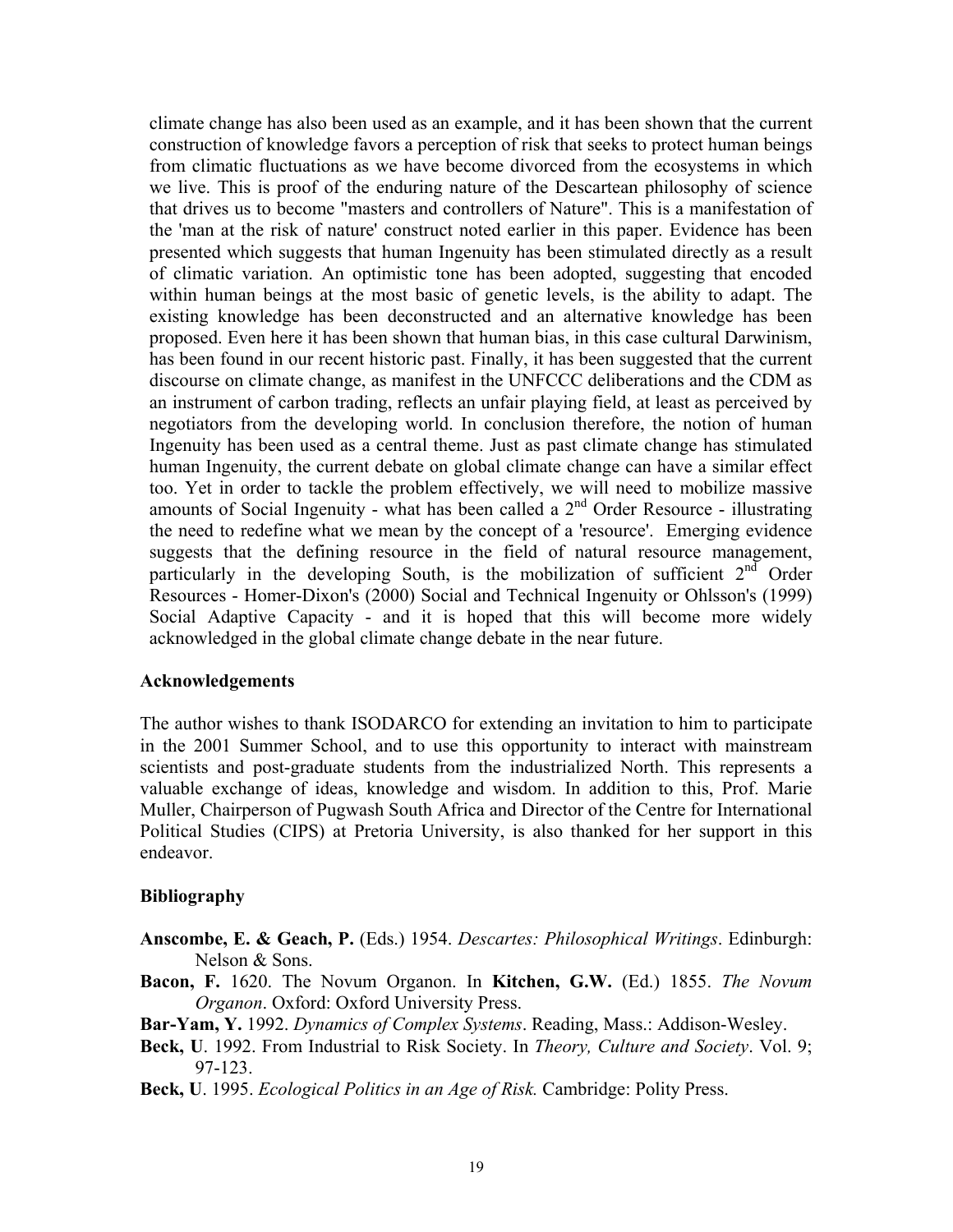climate change has also been used as an example, and it has been shown that the current construction of knowledge favors a perception of risk that seeks to protect human beings from climatic fluctuations as we have become divorced from the ecosystems in which we live. This is proof of the enduring nature of the Descartean philosophy of science that drives us to become "masters and controllers of Nature". This is a manifestation of the 'man at the risk of nature' construct noted earlier in this paper. Evidence has been presented which suggests that human Ingenuity has been stimulated directly as a result of climatic variation. An optimistic tone has been adopted, suggesting that encoded within human beings at the most basic of genetic levels, is the ability to adapt. The existing knowledge has been deconstructed and an alternative knowledge has been proposed. Even here it has been shown that human bias, in this case cultural Darwinism, has been found in our recent historic past. Finally, it has been suggested that the current discourse on climate change, as manifest in the UNFCCC deliberations and the CDM as an instrument of carbon trading, reflects an unfair playing field, at least as perceived by negotiators from the developing world. In conclusion therefore, the notion of human Ingenuity has been used as a central theme. Just as past climate change has stimulated human Ingenuity, the current debate on global climate change can have a similar effect too. Yet in order to tackle the problem effectively, we will need to mobilize massive amounts of Social Ingenuity - what has been called a 2nd Order Resource - illustrating the need to redefine what we mean by the concept of a 'resource'. Emerging evidence suggests that the defining resource in the field of natural resource management, particularly in the developing South, is the mobilization of sufficient 2nd Order Resources - Homer-Dixon's (2000) Social and Technical Ingenuity or Ohlsson's (1999) Social Adaptive Capacity - and it is hoped that this will become more widely acknowledged in the global climate change debate in the near future.

## Acknowledgements

The author wishes to thank ISODARCO for extending an invitation to him to participate in the 2001 Summer School, and to use this opportunity to interact with mainstream scientists and post-graduate students from the industrialized North. This represents a valuable exchange of ideas, knowledge and wisdom. In addition to this, Prof. Marie Muller, Chairperson of Pugwash South Africa and Director of the Centre for International Political Studies (CIPS) at Pretoria University, is also thanked for her support in this endeavor.

## Bibliography

**Anscombe, E. & Geach, P.** (Eds.) 1954. *Descartes: Philosophical Writings*. Edinburgh: Nelson & Sons.

**Bacon, F.** 1620. The Novum Organon. In **Kitchen, G.W.** (Ed.) 1855. *The Novum Organon*. Oxford: Oxford University Press.

**Bar-Yam, Y.** 1992. *Dynamics of Complex Systems*. Reading, Mass.: Addison-Wesley.

**Beck, U**. 1992. From Industrial to Risk Society. In *Theory, Culture and Society*. Vol. 9; 97-123.

**Beck, U**. 1995. *Ecological Politics in an Age of Risk.* Cambridge: Polity Press.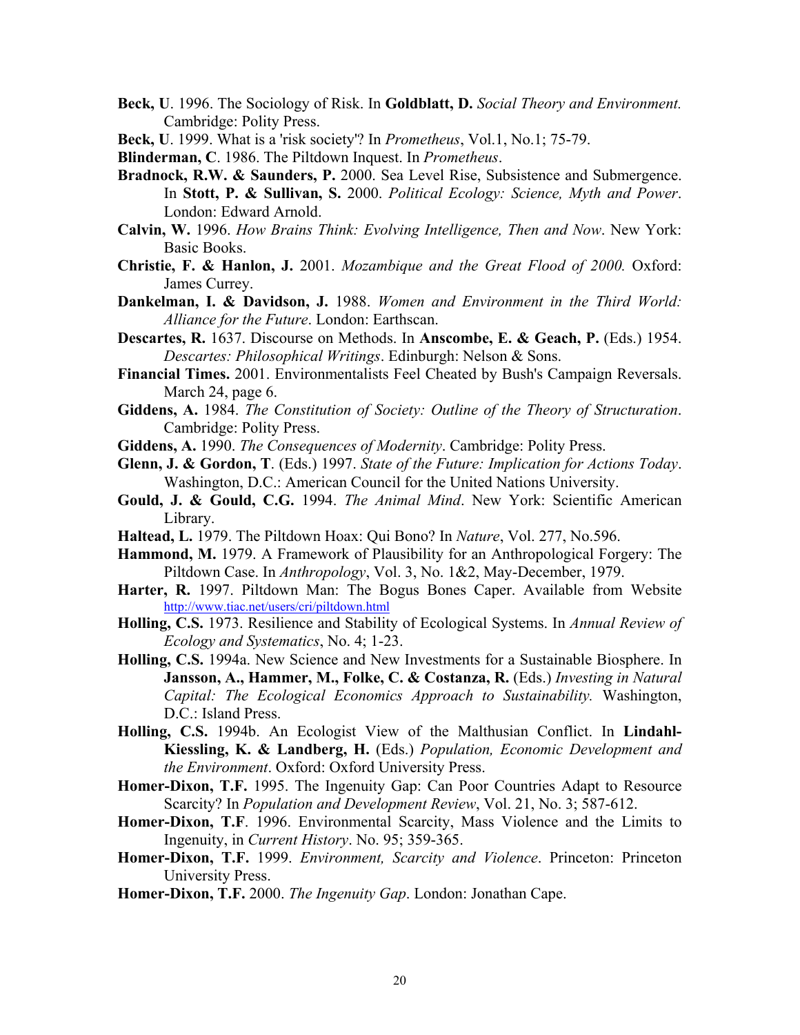**Beck, U**. 1996. The Sociology of Risk. In **Goldblatt, D.** *Social Theory and Environment.* Cambridge: Polity Press.

**Beck, U**. 1999. What is a 'risk society'? In *Prometheus*, Vol.1, No.1; 75-79.

**Blinderman, C**. 1986. The Piltdown Inquest. In *Prometheus*.

**Bradnock, R.W. & Saunders, P.** 2000. Sea Level Rise, Subsistence and Submergence. In **Stott, P. & Sullivan, S.** 2000. *Political Ecology: Science, Myth and Power*. London: Edward Arnold.

**Calvin, W.** 1996. *How Brains Think: Evolving Intelligence, Then and Now*. New York: Basic Books.

**Christie, F. & Hanlon, J.** 2001. *Mozambique and the Great Flood of 2000.* Oxford: James Currey.

**Dankelman, I. & Davidson, J.** 1988. *Women and Environment in the Third World: Alliance for the Future*. London: Earthscan.

**Descartes, R.** 1637. Discourse on Methods. In **Anscombe, E. & Geach, P.** (Eds.) 1954. *Descartes: Philosophical Writings*. Edinburgh: Nelson & Sons.

**Financial Times.** 2001. Environmentalists Feel Cheated by Bush's Campaign Reversals. March 24, page 6.

**Giddens, A.** 1984. *The Constitution of Society: Outline of the Theory of Structuration*. Cambridge: Polity Press.

**Giddens, A.** 1990. *The Consequences of Modernity*. Cambridge: Polity Press.

**Glenn, J. & Gordon, T**. (Eds.) 1997. *State of the Future: Implication for Actions Today*. Washington, D.C.: American Council for the United Nations University.

**Gould, J. & Gould, C.G.** 1994. *The Animal Mind*. New York: Scientific American Library.

**Haltead, L.** 1979. The Piltdown Hoax: Qui Bono? In *Nature*, Vol. 277, No.596.

**Hammond, M.** 1979. A Framework of Plausibility for an Anthropological Forgery: The Piltdown Case. In *Anthropology*, Vol. 3, No. 1&2, May-December, 1979.

**Harter, R.** 1997. Piltdown Man: The Bogus Bones Caper. Available from Website http://www.tiac.net/users/cri/piltdown.html

**Holling, C.S.** 1973. Resilience and Stability of Ecological Systems. In *Annual Review of Ecology and Systematics*, No. 4; 1-23.

**Holling, C.S.** 1994a. New Science and New Investments for a Sustainable Biosphere. In **Jansson, A., Hammer, M., Folke, C. & Costanza, R.** (Eds.) *Investing in Natural Capital: The Ecological Economics Approach to Sustainability.* Washington, D.C.: Island Press.

**Holling, C.S.** 1994b. An Ecologist View of the Malthusian Conflict. In **Lindahl-Kiessling, K. & Landberg, H.** (Eds.) *Population, Economic Development and the Environment*. Oxford: Oxford University Press.

**Homer-Dixon, T.F.** 1995. The Ingenuity Gap: Can Poor Countries Adapt to Resource Scarcity? In *Population and Development Review*, Vol. 21, No. 3; 587-612.

**Homer-Dixon, T.F**. 1996. Environmental Scarcity, Mass Violence and the Limits to Ingenuity, in *Current History*. No. 95; 359-365.

**Homer-Dixon, T.F.** 1999. *Environment, Scarcity and Violence*. Princeton: Princeton University Press.

**Homer-Dixon, T.F.** 2000. *The Ingenuity Gap*. London: Jonathan Cape.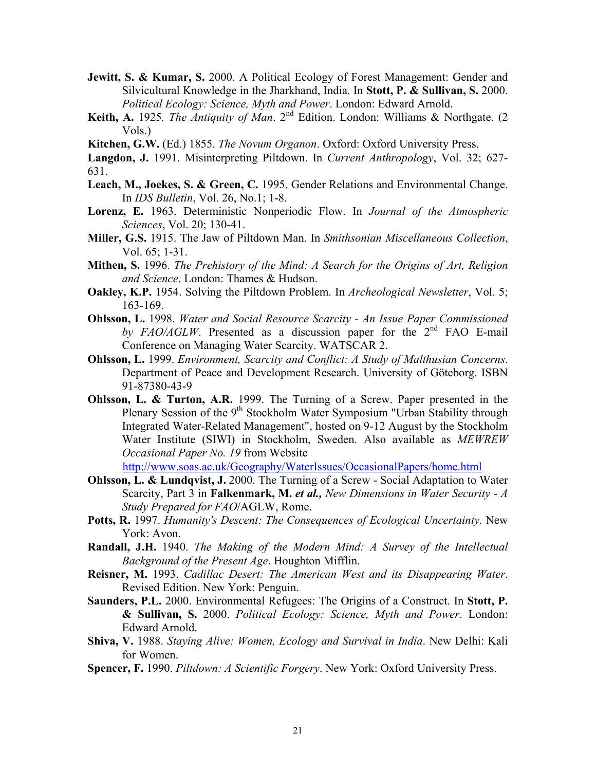**Jewitt, S. & Kumar, S.** 2000. A Political Ecology of Forest Management: Gender and Silvicultural Knowledge in the Jharkhand, India. In **Stott, P. & Sullivan, S.** 2000. *Political Ecology: Science, Myth and Power*. London: Edward Arnold.

**Keith, A.** 1925. *The Antiquity of Man*. 2nd Edition. London: Williams & Northgate. (2 Vols.)

**Kitchen, G.W.** (Ed.) 1855. *The Novum Organon*. Oxford: Oxford University Press.

**Langdon, J.** 1991. Misinterpreting Piltdown. In *Current Anthropology*, Vol. 32; 627-631.

**Leach, M., Joekes, S. & Green, C.** 1995. Gender Relations and Environmental Change. In *IDS Bulletin*, Vol. 26, No.1; 1-8.

**Lorenz, E.** 1963. Deterministic Nonperiodic Flow. In *Journal of the Atmospheric Sciences*, Vol. 20; 130-41.

**Miller, G.S.** 1915. The Jaw of Piltdown Man. In *Smithsonian Miscellaneous Collection*, Vol. 65; 1-31.

**Mithen, S.** 1996. *The Prehistory of the Mind: A Search for the Origins of Art, Religion and Science*. London: Thames & Hudson.

**Oakley, K.P.** 1954. Solving the Piltdown Problem. In *Archeological Newsletter*, Vol. 5; 163-169.

**Ohlsson, L.** 1998. *Water and Social Resource Scarcity - An Issue Paper Commissioned by FAO/AGLW*. Presented as a discussion paper for the 2nd FAO E-mail Conference on Managing Water Scarcity. WATSCAR 2.

**Ohlsson, L.** 1999. *Environment, Scarcity and Conflict: A Study of Malthusian Concerns*. Department of Peace and Development Research. University of Göteborg. ISBN 91-87380-43-9

**Ohlsson, L. & Turton, A.R.** 1999. The Turning of a Screw. Paper presented in the Plenary Session of the 9th Stockholm Water Symposium "Urban Stability through Integrated Water-Related Management", hosted on 9-12 August by the Stockholm Water Institute (SIWI) in Stockholm, Sweden. Also available as *MEWREW Occasional Paper No. 19* from Website http://www.soas.ac.uk/Geography/WaterIssues/OccasionalPapers/home.html

**Ohlsson, L. & Lundqvist, J.** 2000. The Turning of a Screw - Social Adaptation to Water Scarcity, Part 3 in **Falkenmark, M. *et al.,*** *New Dimensions in Water Security - A Study Prepared for FAO*/AGLW, Rome.

**Potts, R.** 1997. *Humanity's Descent: The Consequences of Ecological Uncertainty.* New York: Avon.

**Randall, J.H.** 1940. *The Making of the Modern Mind: A Survey of the Intellectual Background of the Present Age*. Houghton Mifflin.

**Reisner, M.** 1993. *Cadillac Desert: The American West and its Disappearing Water*. Revised Edition. New York: Penguin.

**Saunders, P.L.** 2000. Environmental Refugees: The Origins of a Construct. In **Stott, P. & Sullivan, S.** 2000. *Political Ecology: Science, Myth and Power*. London: Edward Arnold.

**Shiva, V.** 1988. *Staying Alive: Women, Ecology and Survival in India*. New Delhi: Kali for Women.

**Spencer, F.** 1990. *Piltdown: A Scientific Forgery*. New York: Oxford University Press.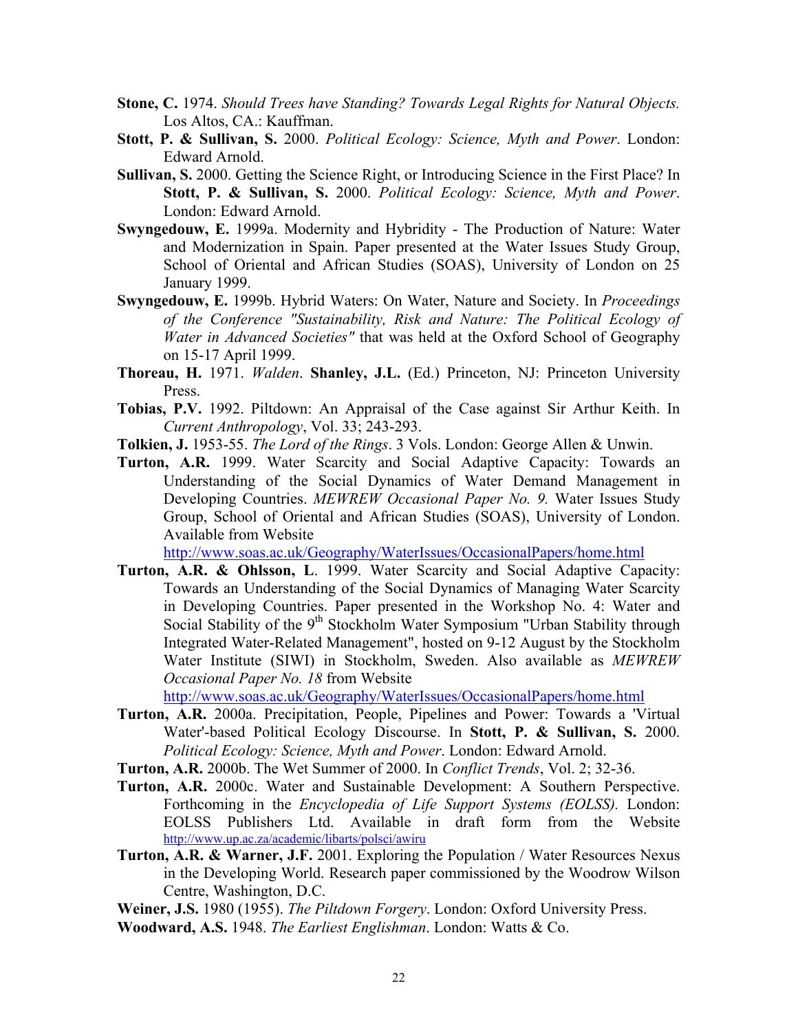**Stone, C.** 1974. *Should Trees have Standing? Towards Legal Rights for Natural Objects.* Los Altos, CA.: Kauffman.

**Stott, P. & Sullivan, S.** 2000. *Political Ecology: Science, Myth and Power*. London: Edward Arnold.

**Sullivan, S.** 2000. Getting the Science Right, or Introducing Science in the First Place? In **Stott, P. & Sullivan, S.** 2000. *Political Ecology: Science, Myth and Power*. London: Edward Arnold.

**Swyngedouw, E.** 1999a. Modernity and Hybridity - The Production of Nature: Water and Modernization in Spain. Paper presented at the Water Issues Study Group, School of Oriental and African Studies (SOAS), University of London on 25 January 1999.

**Swyngedouw, E.** 1999b. Hybrid Waters: On Water, Nature and Society. In *Proceedings of the Conference "Sustainability, Risk and Nature: The Political Ecology of Water in Advanced Societies"* that was held at the Oxford School of Geography on 15-17 April 1999.

**Thoreau, H.** 1971. *Walden*. **Shanley, J.L.** (Ed.) Princeton, NJ: Princeton University Press.

**Tobias, P.V.** 1992. Piltdown: An Appraisal of the Case against Sir Arthur Keith. In *Current Anthropology*, Vol. 33; 243-293.

**Tolkien, J.** 1953-55. *The Lord of the Rings*. 3 Vols. London: George Allen & Unwin.

**Turton, A.R.** 1999. Water Scarcity and Social Adaptive Capacity: Towards an Understanding of the Social Dynamics of Water Demand Management in Developing Countries. *MEWREW Occasional Paper No. 9.* Water Issues Study Group, School of Oriental and African Studies (SOAS), University of London. Available from Website http://www.soas.ac.uk/Geography/WaterIssues/OccasionalPapers/home.html

**Turton, A.R. & Ohlsson, L**. 1999. Water Scarcity and Social Adaptive Capacity: Towards an Understanding of the Social Dynamics of Managing Water Scarcity in Developing Countries. Paper presented in the Workshop No. 4: Water and Social Stability of the 9th Stockholm Water Symposium "Urban Stability through Integrated Water-Related Management", hosted on 9-12 August by the Stockholm Water Institute (SIWI) in Stockholm, Sweden. Also available as *MEWREW Occasional Paper No. 18* from Website http://www.soas.ac.uk/Geography/WaterIssues/OccasionalPapers/home.html

**Turton, A.R.** 2000a. Precipitation, People, Pipelines and Power: Towards a 'Virtual Water'-based Political Ecology Discourse. In **Stott, P. & Sullivan, S.** 2000. *Political Ecology: Science, Myth and Power*. London: Edward Arnold.

**Turton, A.R.** 2000b. The Wet Summer of 2000. In *Conflict Trends*, Vol. 2; 32-36.

**Turton, A.R.** 2000c. Water and Sustainable Development: A Southern Perspective. Forthcoming in the *Encyclopedia of Life Support Systems (EOLSS).* London: EOLSS Publishers Ltd. Available in draft form from the Website http://www.up.ac.za/academic/libarts/polsci/awiru

**Turton, A.R. & Warner, J.F.** 2001. Exploring the Population / Water Resources Nexus in the Developing World. Research paper commissioned by the Woodrow Wilson Centre, Washington, D.C.

**Weiner, J.S.** 1980 (1955). *The Piltdown Forgery*. London: Oxford University Press.

**Woodward, A.S.** 1948. *The Earliest Englishman*. London: Watts & Co.